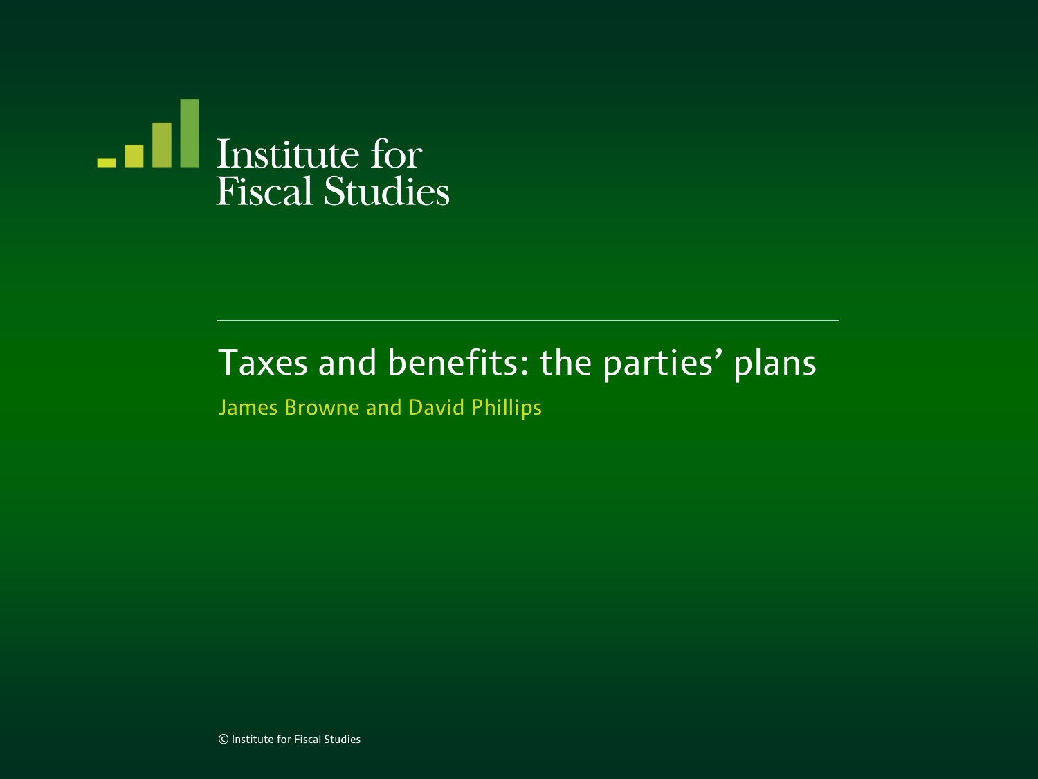Institute for Fiscal Studies

# Taxes and benefits: the parties' plans

James Browne and David Phillips

© Institute for Fiscal Studies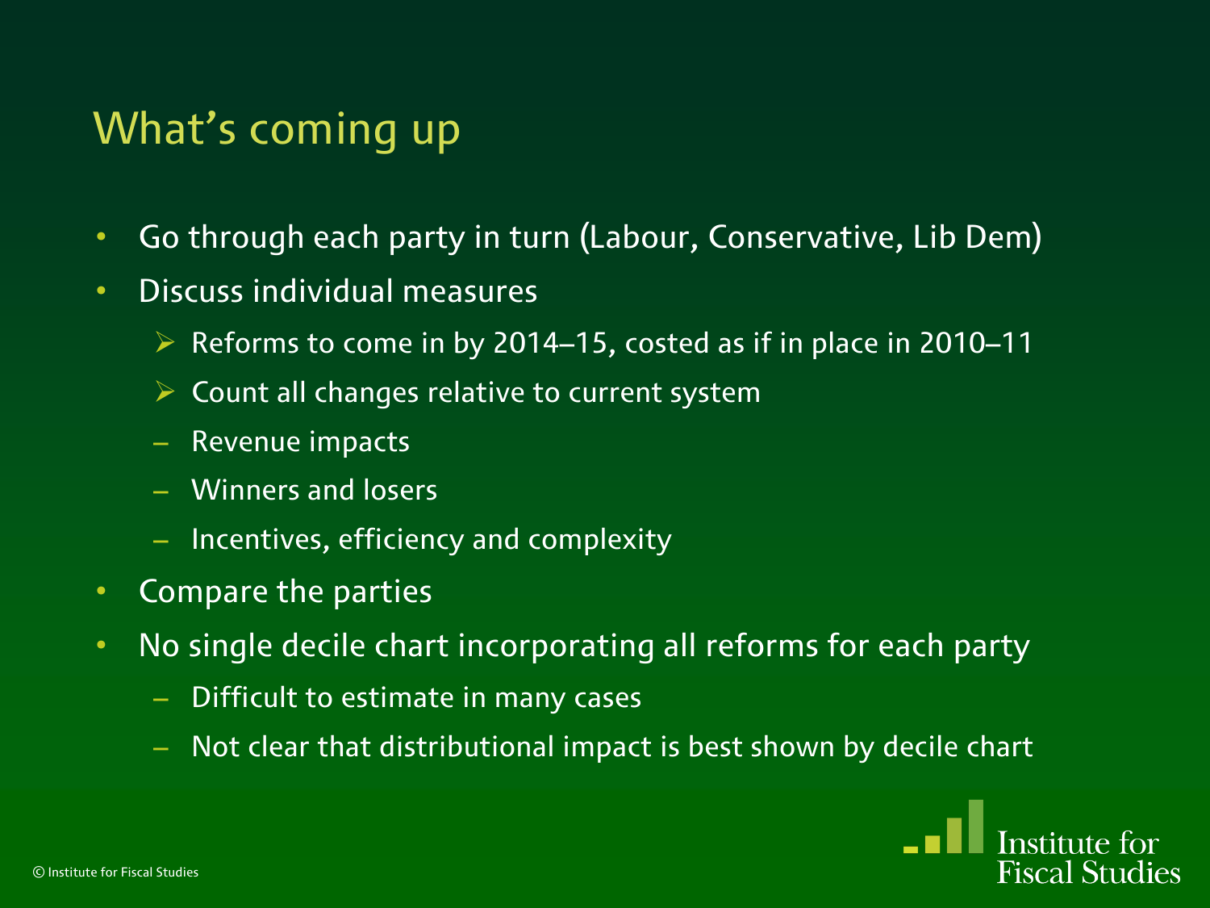# What's coming up

- Go through each party in turn (Labour, Conservative, Lib Dem)
- Discuss individual measures
  - Reforms to come in by 2014–15, costed as if in place in 2010–11
  - Count all changes relative to current system
  - Revenue impacts
  - Winners and losers
  - Incentives, efficiency and complexity
- Compare the parties
- No single decile chart incorporating all reforms for each party
  - Difficult to estimate in many cases
  - Not clear that distributional impact is best shown by decile chart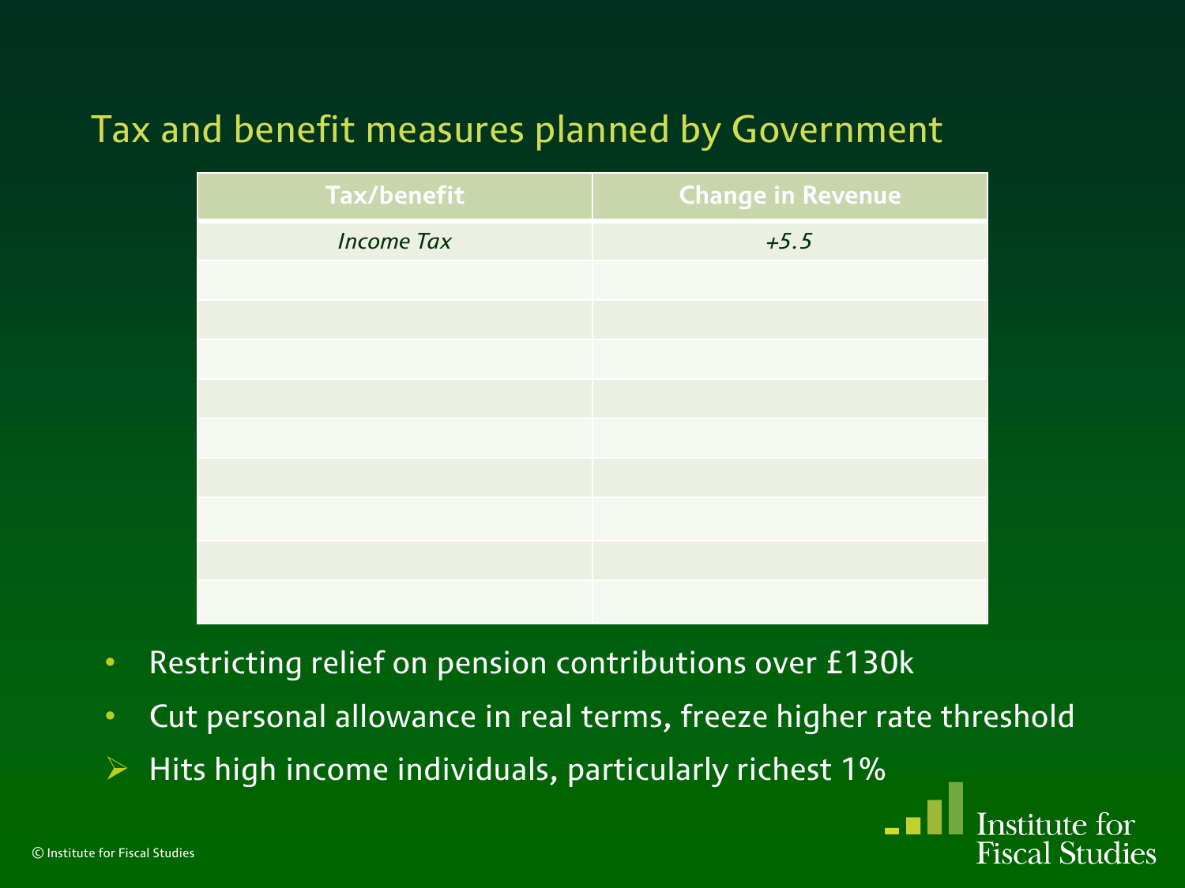# Tax and benefit measures planned by Government

| Tax/benefit | Change in Revenue |
|---|---|
| *Income Tax* | *+5.5* |
| | |
| | |
| | |
| | |
| | |
| | |
| | |
| | |
| | |

- Restricting relief on pension contributions over £130k
- Cut personal allowance in real terms, freeze higher rate threshold
- Hits high income individuals, particularly richest 1%

© Institute for Fiscal Studies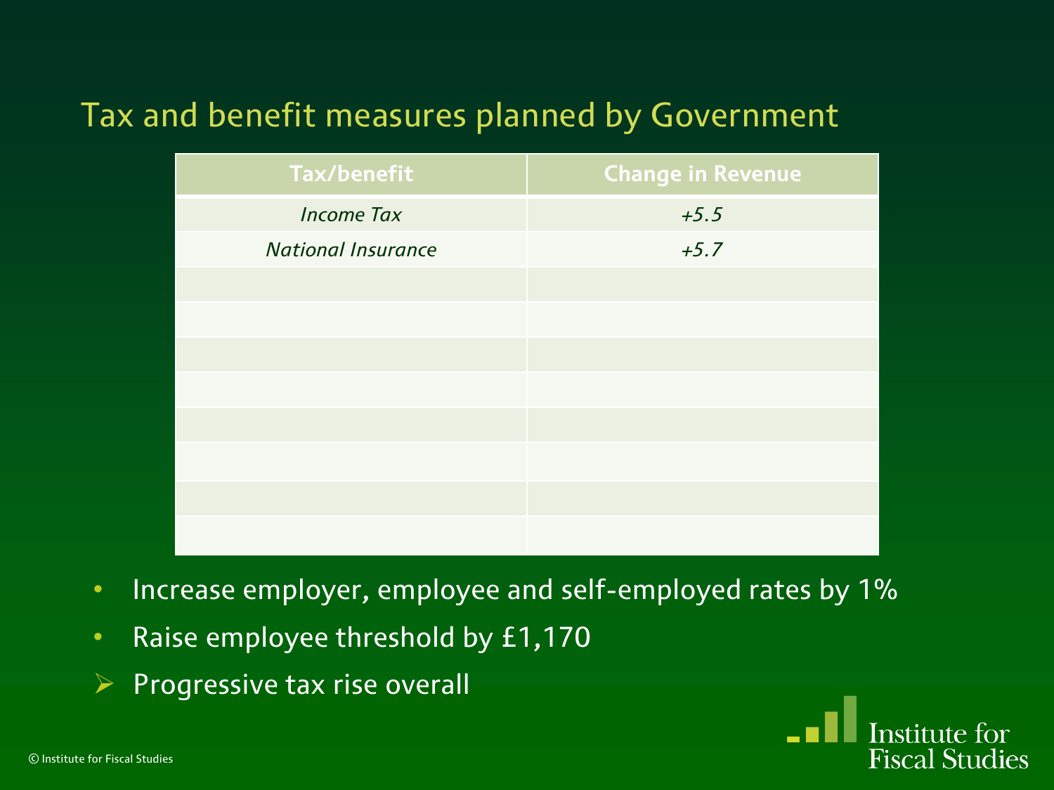## Tax and benefit measures planned by Government

| Tax/benefit | Change in Revenue |
|---|---|
| *Income Tax* | *+5.5* |
| *National Insurance* | *+5.7* |
| | |
| | |
| | |
| | |
| | |
| | |
| | |
| | |

- Increase employer, employee and self-employed rates by 1%
- Raise employee threshold by £1,170
- ➢ Progressive tax rise overall

© Institute for Fiscal Studies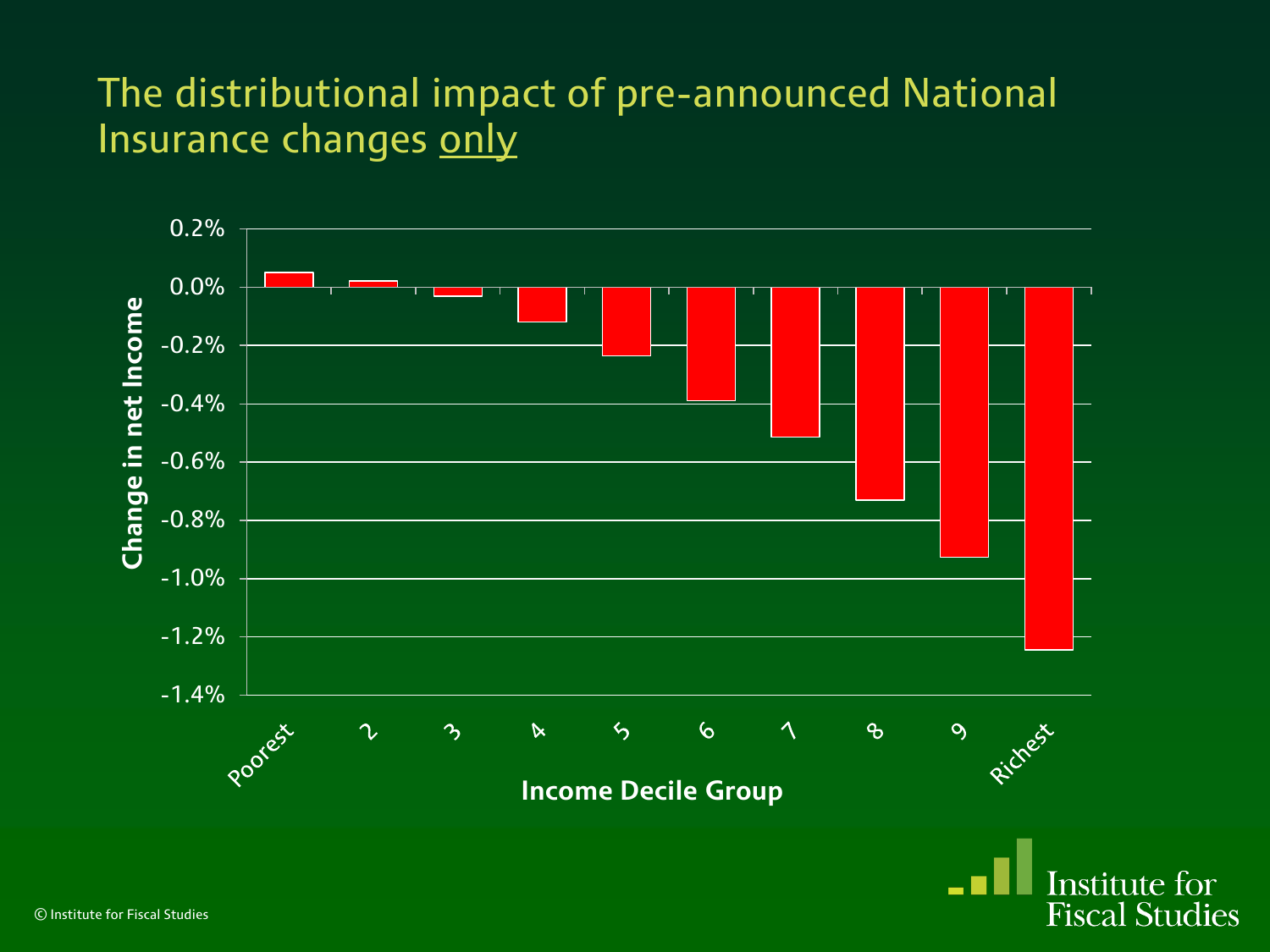# The distributional impact of pre-announced National Insurance changes only

| Income Decile Group | Change in net Income |
| --- | --- |
| Poorest | 0.05% |
| 2 | 0.02% |
| 3 | -0.03% |
| 4 | -0.12% |
| 5 | -0.24% |
| 6 | -0.39% |
| 7 | -0.52% |
| 8 | -0.73% |
| 9 | -0.93% |
| Richest | -1.25% |

© Institute for Fiscal Studies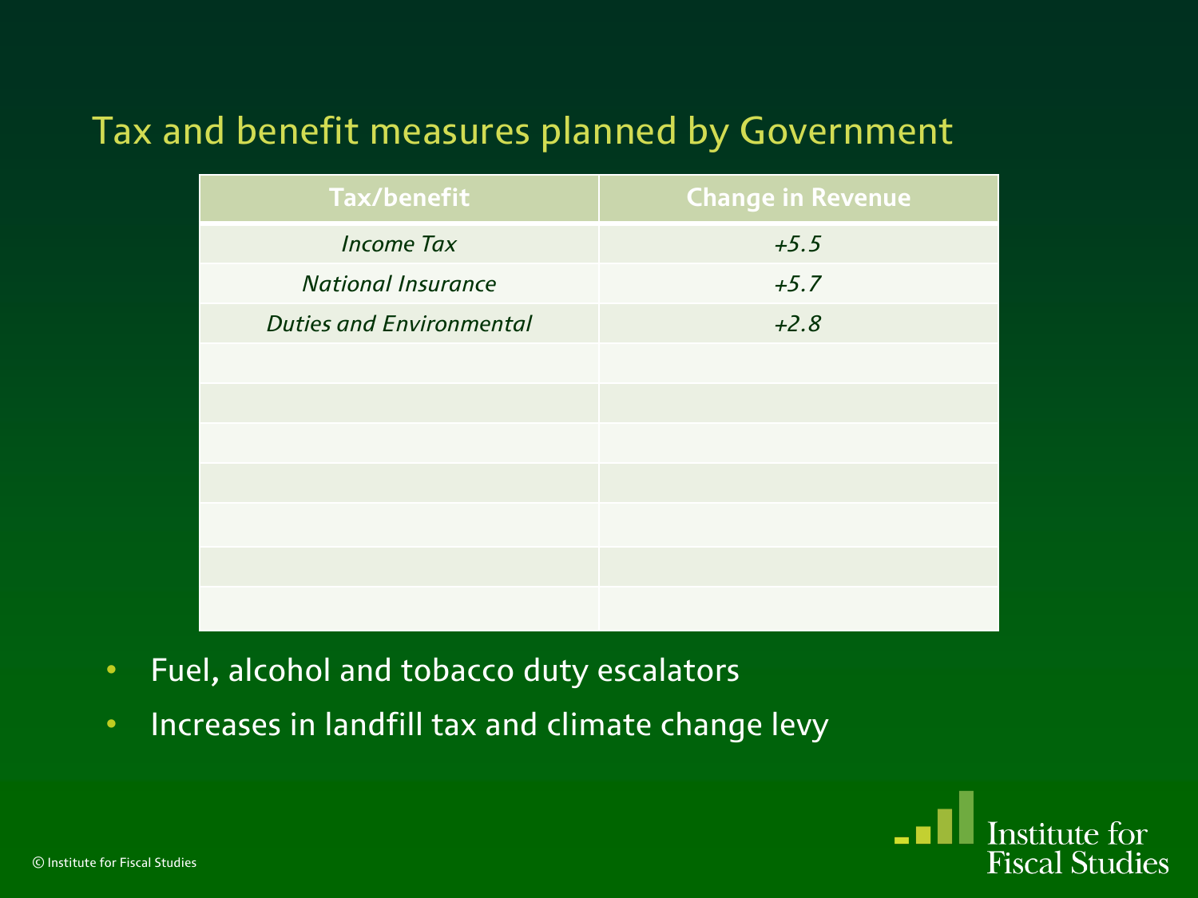# Tax and benefit measures planned by Government

| Tax/benefit | Change in Revenue |
| --- | --- |
| *Income Tax* | *+5.5* |
| *National Insurance* | *+5.7* |
| *Duties and Environmental* | *+2.8* |
| | |
| | |
| | |
| | |
| | |
| | |
| | |

- Fuel, alcohol and tobacco duty escalators
- Increases in landfill tax and climate change levy

© Institute for Fiscal Studies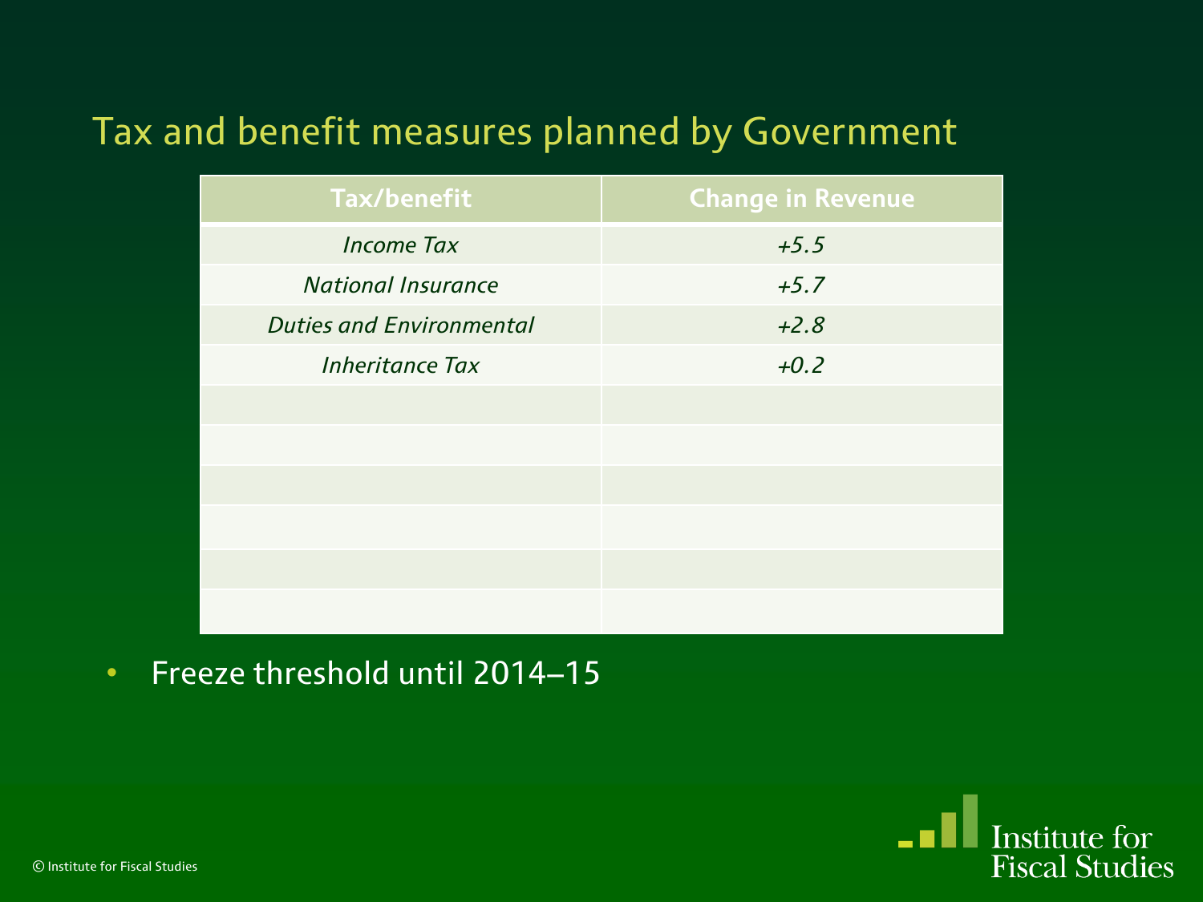# Tax and benefit measures planned by Government

| Tax/benefit | Change in Revenue |
| --- | --- |
| *Income Tax* | *+5.5* |
| *National Insurance* | *+5.7* |
| *Duties and Environmental* | *+2.8* |
| *Inheritance Tax* | *+0.2* |
| | |
| | |
| | |
| | |
| | |
| | |

- Freeze threshold until 2014–15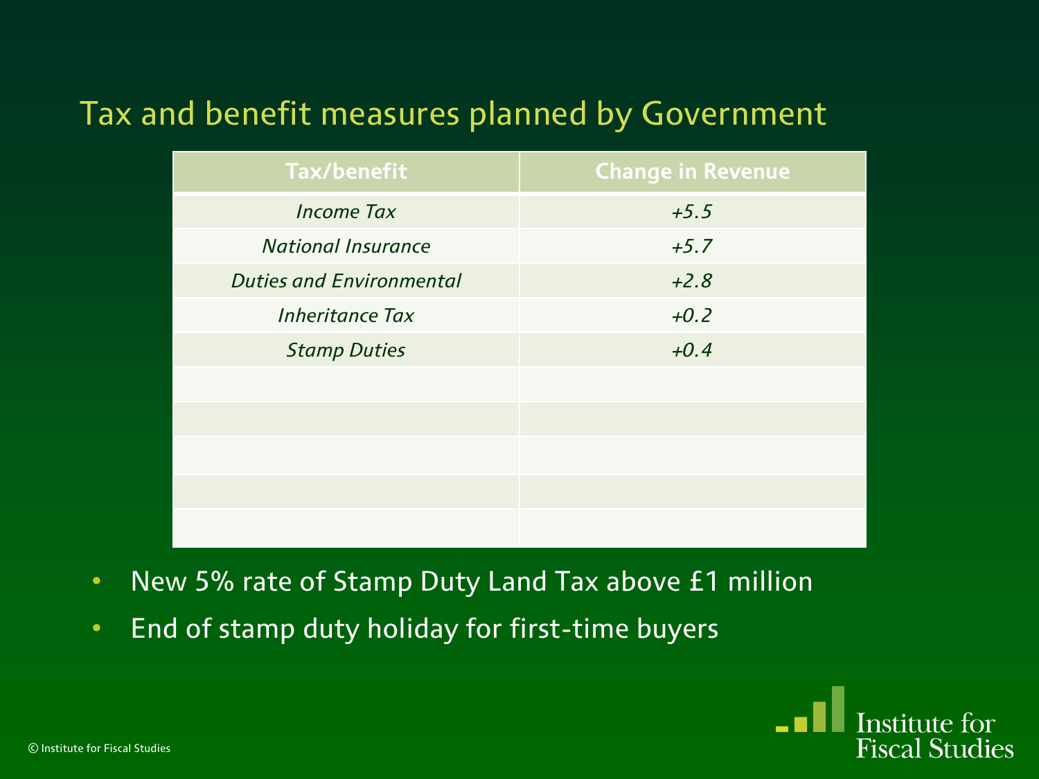# Tax and benefit measures planned by Government

| Tax/benefit | Change in Revenue |
|---|---|
| *Income Tax* | *+5.5* |
| *National Insurance* | *+5.7* |
| *Duties and Environmental* | *+2.8* |
| *Inheritance Tax* | *+0.2* |
| *Stamp Duties* | *+0.4* |
| | |
| | |
| | |
| | |
| | |

- New 5% rate of Stamp Duty Land Tax above £1 million
- End of stamp duty holiday for first-time buyers

© Institute for Fiscal Studies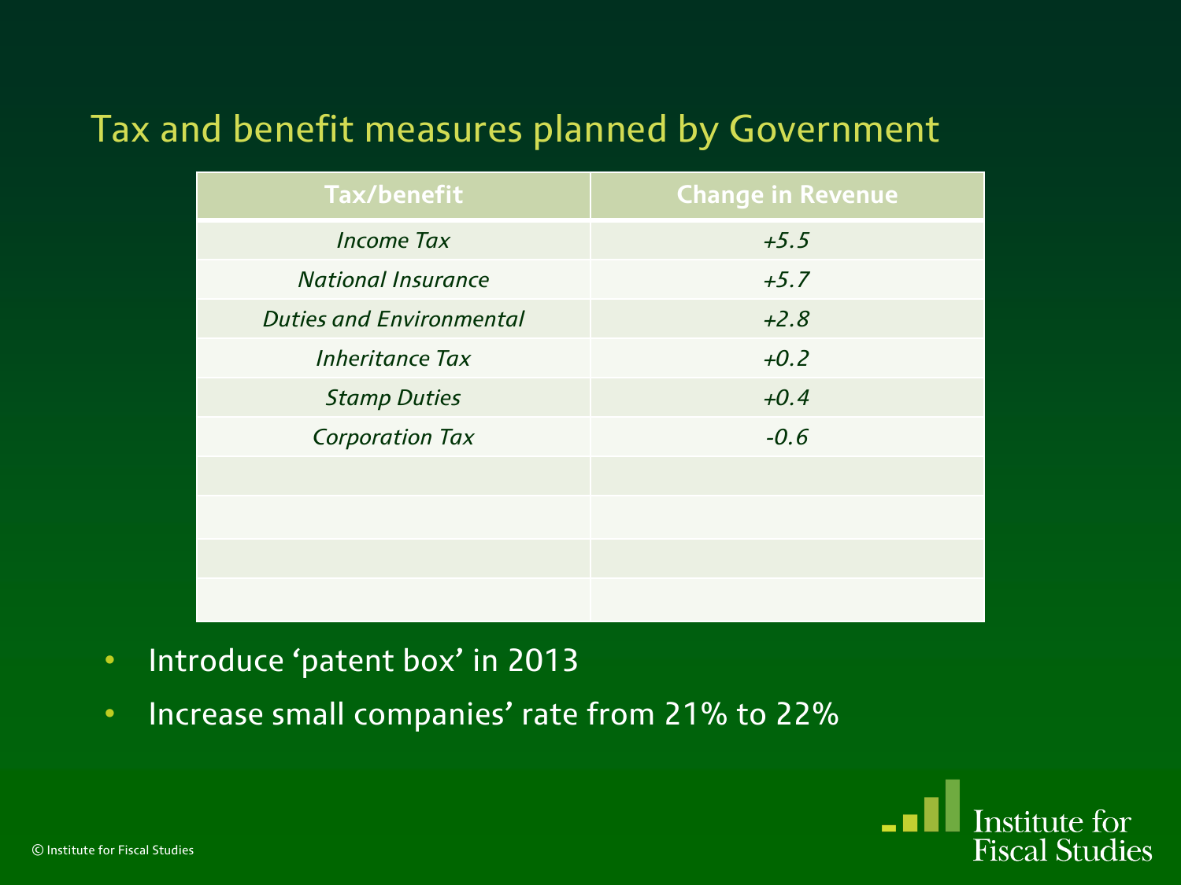# Tax and benefit measures planned by Government

| Tax/benefit | Change in Revenue |
|---|---|
| *Income Tax* | *+5.5* |
| *National Insurance* | *+5.7* |
| *Duties and Environmental* | *+2.8* |
| *Inheritance Tax* | *+0.2* |
| *Stamp Duties* | *+0.4* |
| *Corporation Tax* | *-0.6* |
| | |
| | |
| | |
| | |

- Introduce ‘patent box’ in 2013
- Increase small companies’ rate from 21% to 22%

© Institute for Fiscal Studies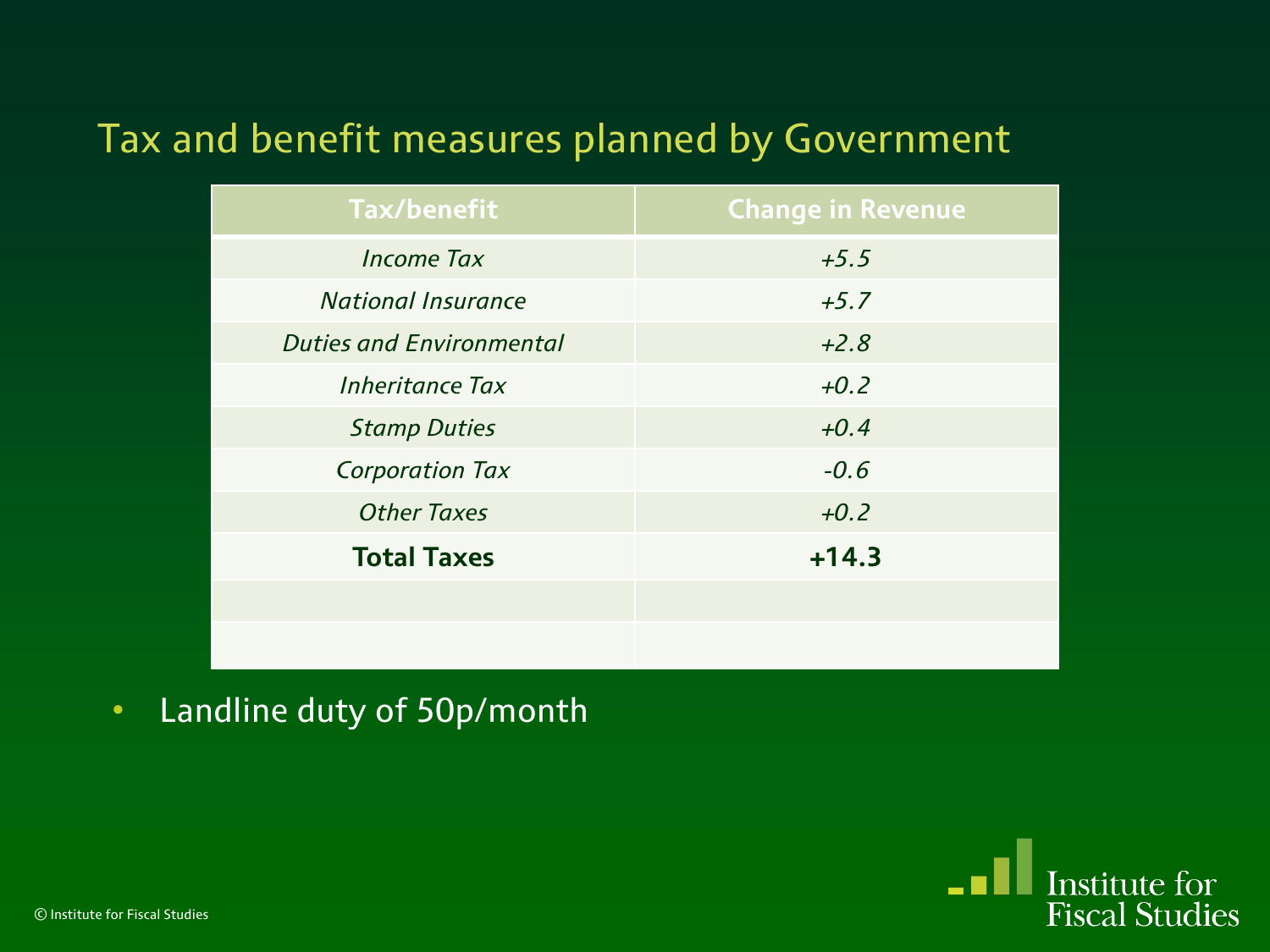# Tax and benefit measures planned by Government

| Tax/benefit | Change in Revenue |
|---|---|
| *Income Tax* | *+5.5* |
| *National Insurance* | *+5.7* |
| *Duties and Environmental* | *+2.8* |
| *Inheritance Tax* | *+0.2* |
| *Stamp Duties* | *+0.4* |
| *Corporation Tax* | *-0.6* |
| *Other Taxes* | *+0.2* |
| **Total Taxes** | **+14.3** |
| | |
| | |

- Landline duty of 50p/month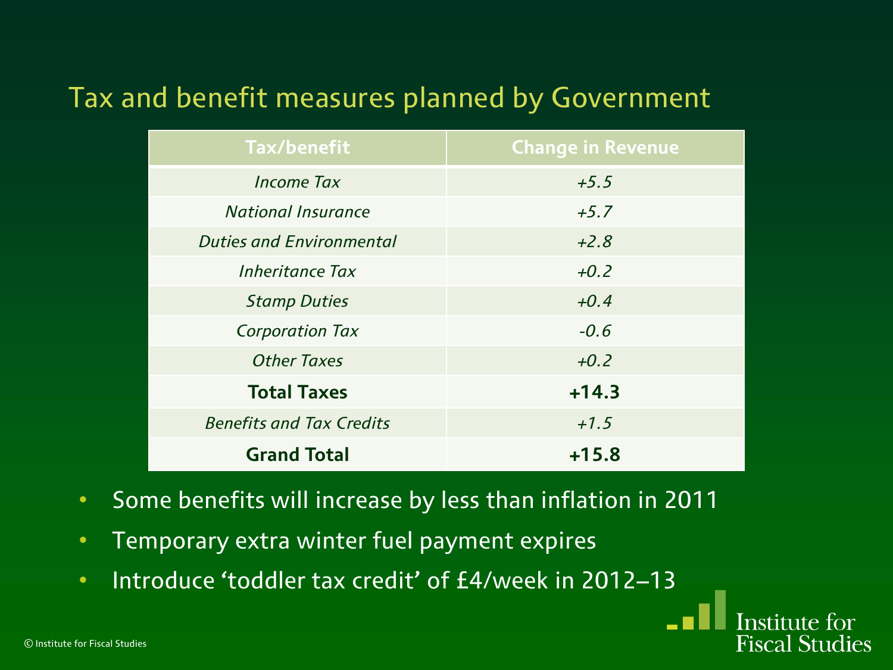# Tax and benefit measures planned by Government

| Tax/benefit | Change in Revenue |
|---|---|
| *Income Tax* | *+5.5* |
| *National Insurance* | *+5.7* |
| *Duties and Environmental* | *+2.8* |
| *Inheritance Tax* | *+0.2* |
| *Stamp Duties* | *+0.4* |
| *Corporation Tax* | *-0.6* |
| *Other Taxes* | *+0.2* |
| **Total Taxes** | **+14.3** |
| *Benefits and Tax Credits* | *+1.5* |
| **Grand Total** | **+15.8** |

- Some benefits will increase by less than inflation in 2011
- Temporary extra winter fuel payment expires
- Introduce 'toddler tax credit' of £4/week in 2012–13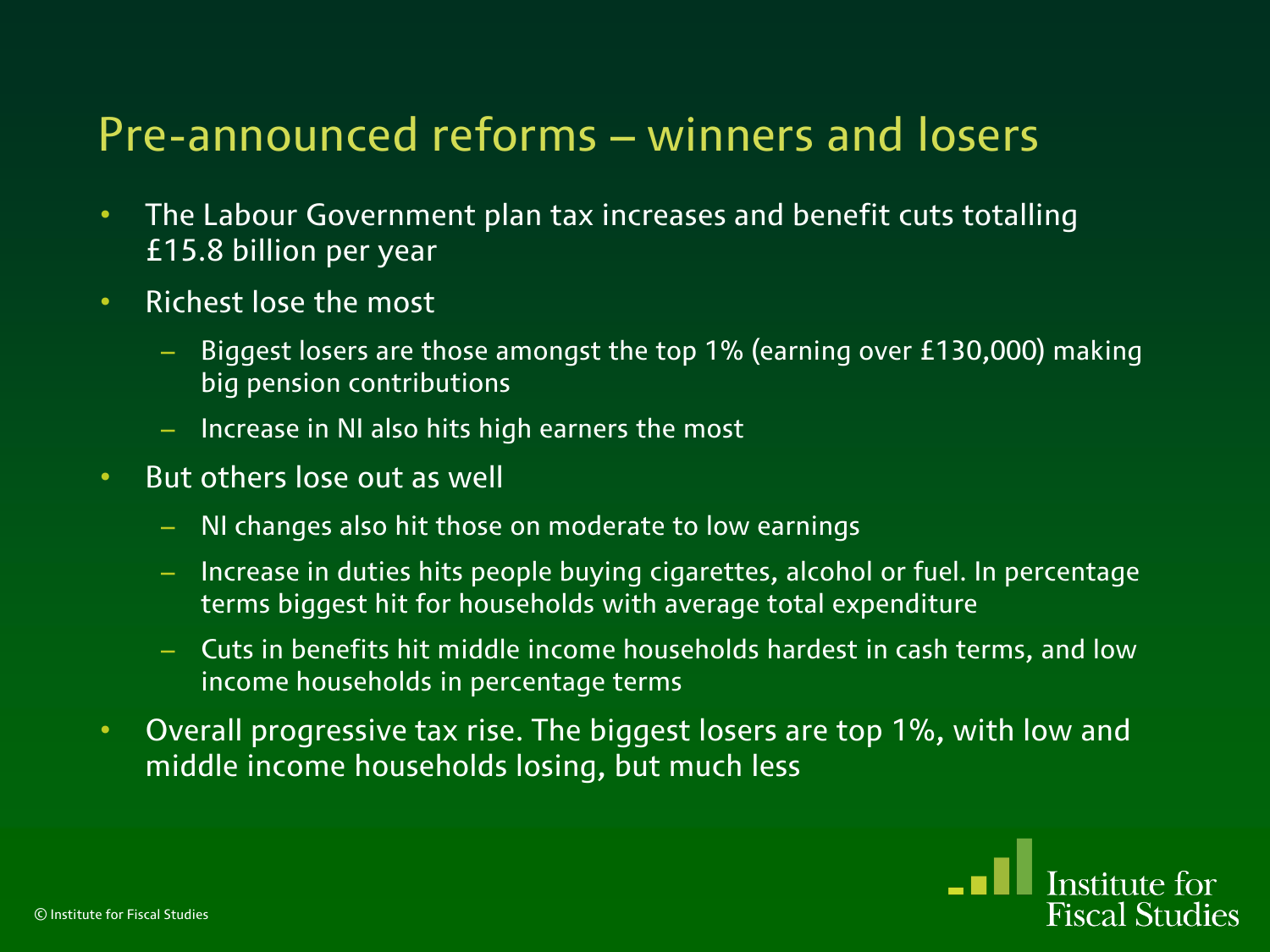# Pre-announced reforms – winners and losers

- The Labour Government plan tax increases and benefit cuts totalling £15.8 billion per year
- Richest lose the most
  - Biggest losers are those amongst the top 1% (earning over £130,000) making big pension contributions
  - Increase in NI also hits high earners the most
- But others lose out as well
  - NI changes also hit those on moderate to low earnings
  - Increase in duties hits people buying cigarettes, alcohol or fuel. In percentage terms biggest hit for households with average total expenditure
  - Cuts in benefits hit middle income households hardest in cash terms, and low income households in percentage terms
- Overall progressive tax rise. The biggest losers are top 1%, with low and middle income households losing, but much less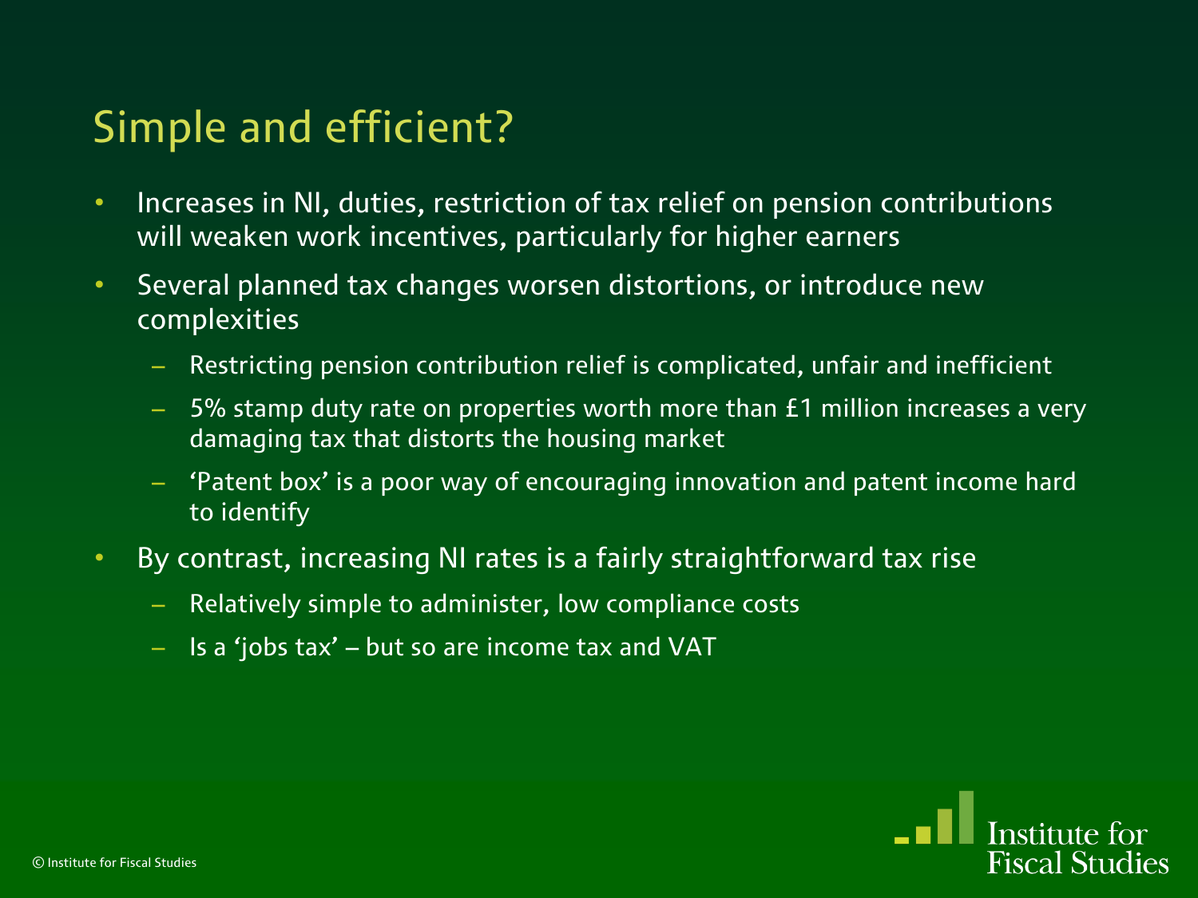# Simple and efficient?

- Increases in NI, duties, restriction of tax relief on pension contributions will weaken work incentives, particularly for higher earners
- Several planned tax changes worsen distortions, or introduce new complexities
  - Restricting pension contribution relief is complicated, unfair and inefficient
  - 5% stamp duty rate on properties worth more than £1 million increases a very damaging tax that distorts the housing market
  - 'Patent box' is a poor way of encouraging innovation and patent income hard to identify
- By contrast, increasing NI rates is a fairly straightforward tax rise
  - Relatively simple to administer, low compliance costs
  - Is a 'jobs tax' – but so are income tax and VAT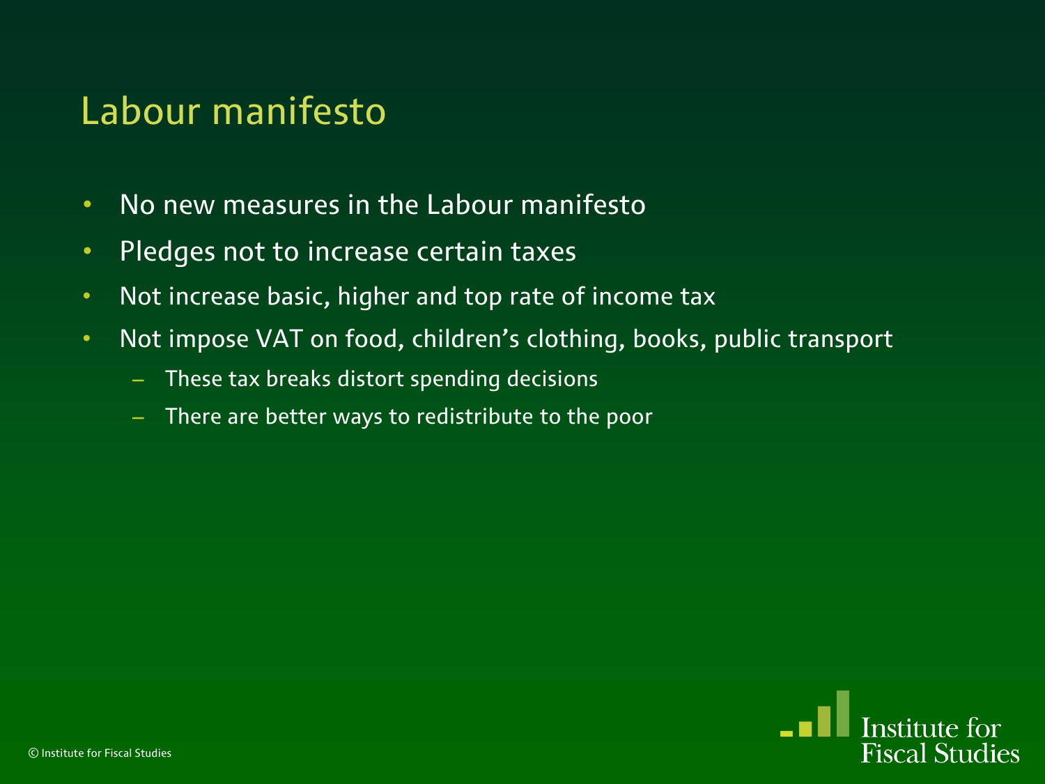# Labour manifesto

- No new measures in the Labour manifesto
- Pledges not to increase certain taxes
- Not increase basic, higher and top rate of income tax
- Not impose VAT on food, children's clothing, books, public transport
  - These tax breaks distort spending decisions
  - There are better ways to redistribute to the poor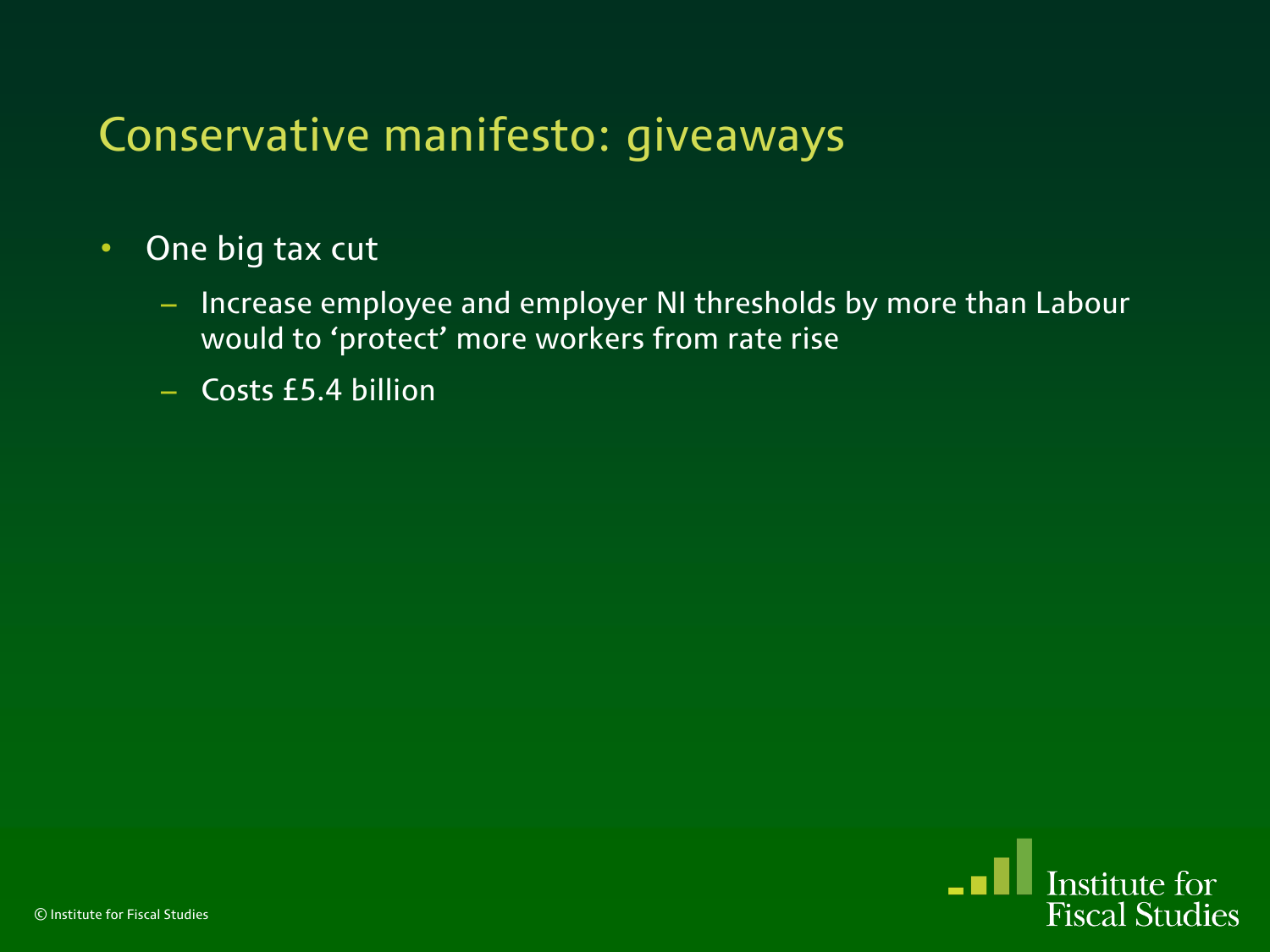# Conservative manifesto: giveaways

- One big tax cut
  - Increase employee and employer NI thresholds by more than Labour would to 'protect' more workers from rate rise
  - Costs £5.4 billion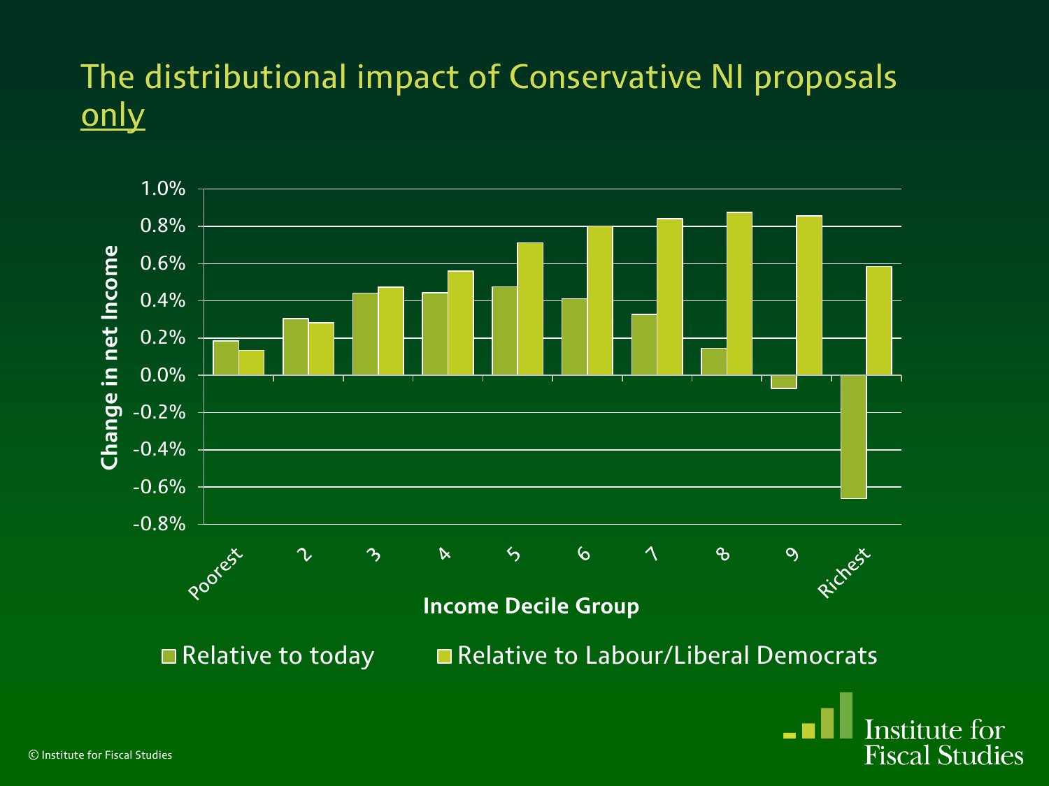# The distributional impact of Conservative NI proposals only

Change in net Income

1.0%
0.8%
0.6%
0.4%
0.2%
0.0%
-0.2%
-0.4%
-0.6%
-0.8%

Poorest
2
3
4
5
6
7
8
9
Richest

Income Decile Group

Relative to today
Relative to Labour/Liberal Democrats

© Institute for Fiscal Studies

Institute for Fiscal Studies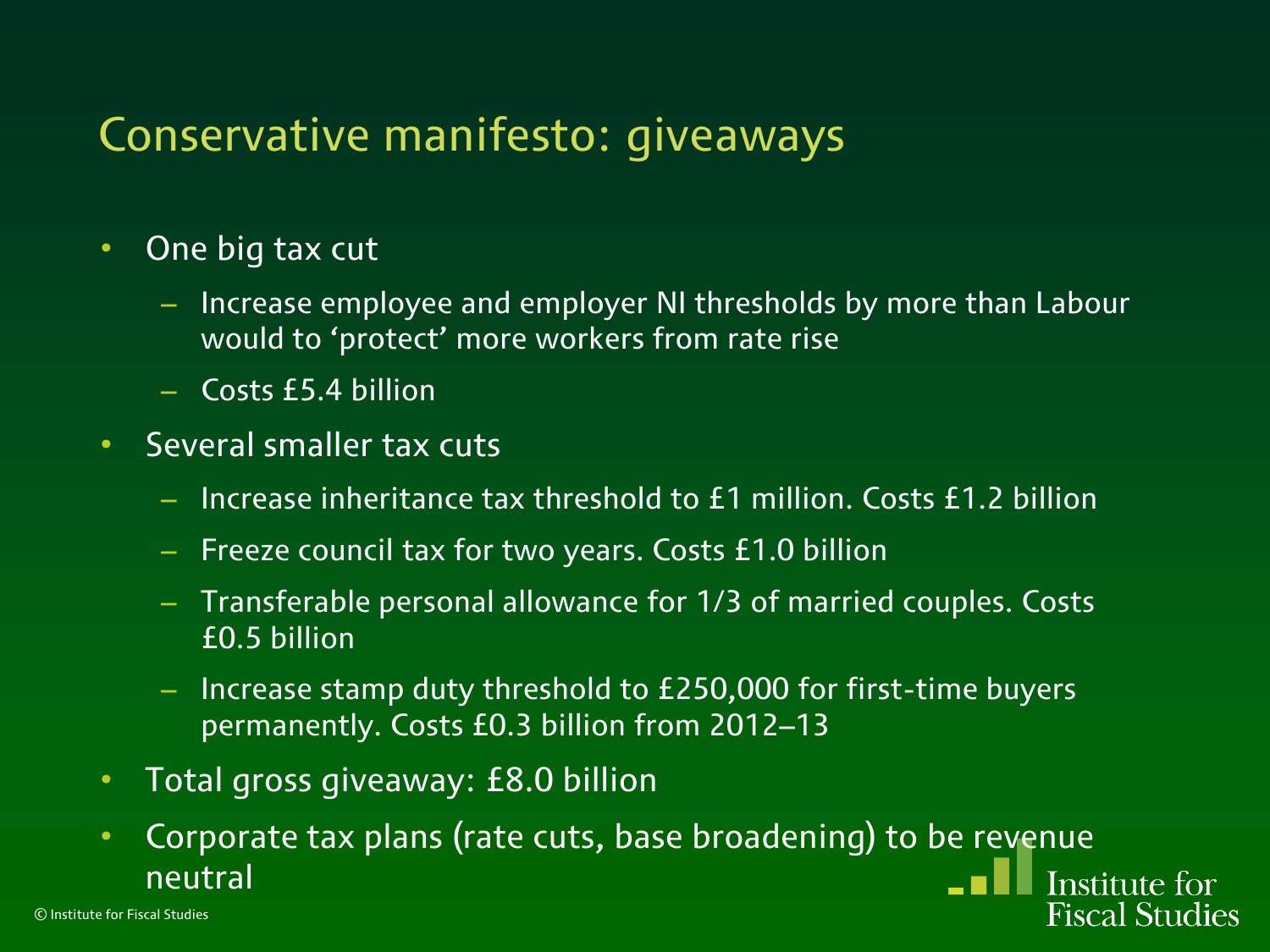# Conservative manifesto: giveaways

- One big tax cut
  - Increase employee and employer NI thresholds by more than Labour would to 'protect' more workers from rate rise
  - Costs £5.4 billion
- Several smaller tax cuts
  - Increase inheritance tax threshold to £1 million. Costs £1.2 billion
  - Freeze council tax for two years. Costs £1.0 billion
  - Transferable personal allowance for 1/3 of married couples. Costs £0.5 billion
  - Increase stamp duty threshold to £250,000 for first-time buyers permanently. Costs £0.3 billion from 2012–13
- Total gross giveaway: £8.0 billion
- Corporate tax plans (rate cuts, base broadening) to be revenue neutral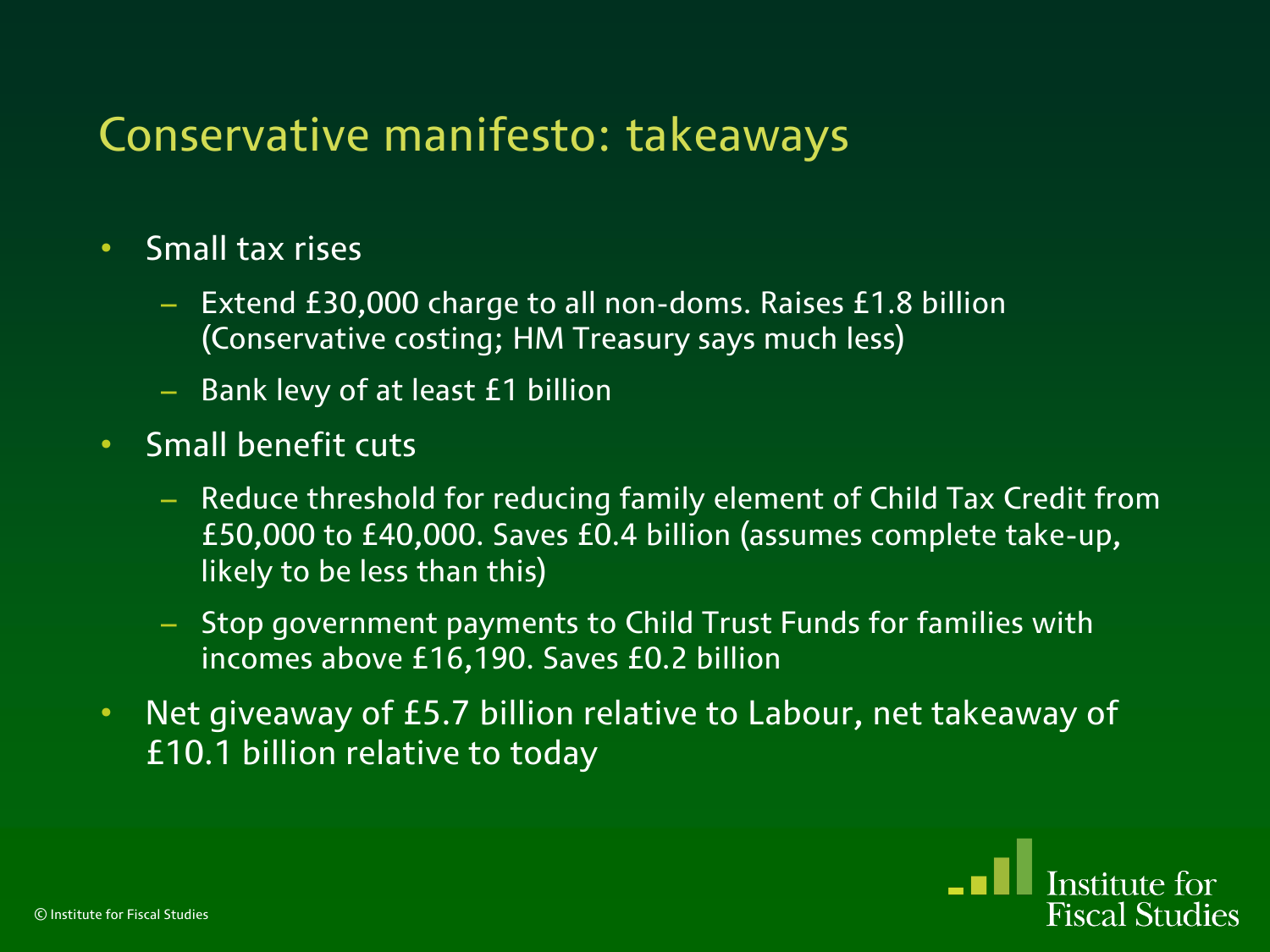# Conservative manifesto: takeaways

- Small tax rises
  - Extend £30,000 charge to all non-doms. Raises £1.8 billion (Conservative costing; HM Treasury says much less)
  - Bank levy of at least £1 billion
- Small benefit cuts
  - Reduce threshold for reducing family element of Child Tax Credit from £50,000 to £40,000. Saves £0.4 billion (assumes complete take-up, likely to be less than this)
  - Stop government payments to Child Trust Funds for families with incomes above £16,190. Saves £0.2 billion
- Net giveaway of £5.7 billion relative to Labour, net takeaway of £10.1 billion relative to today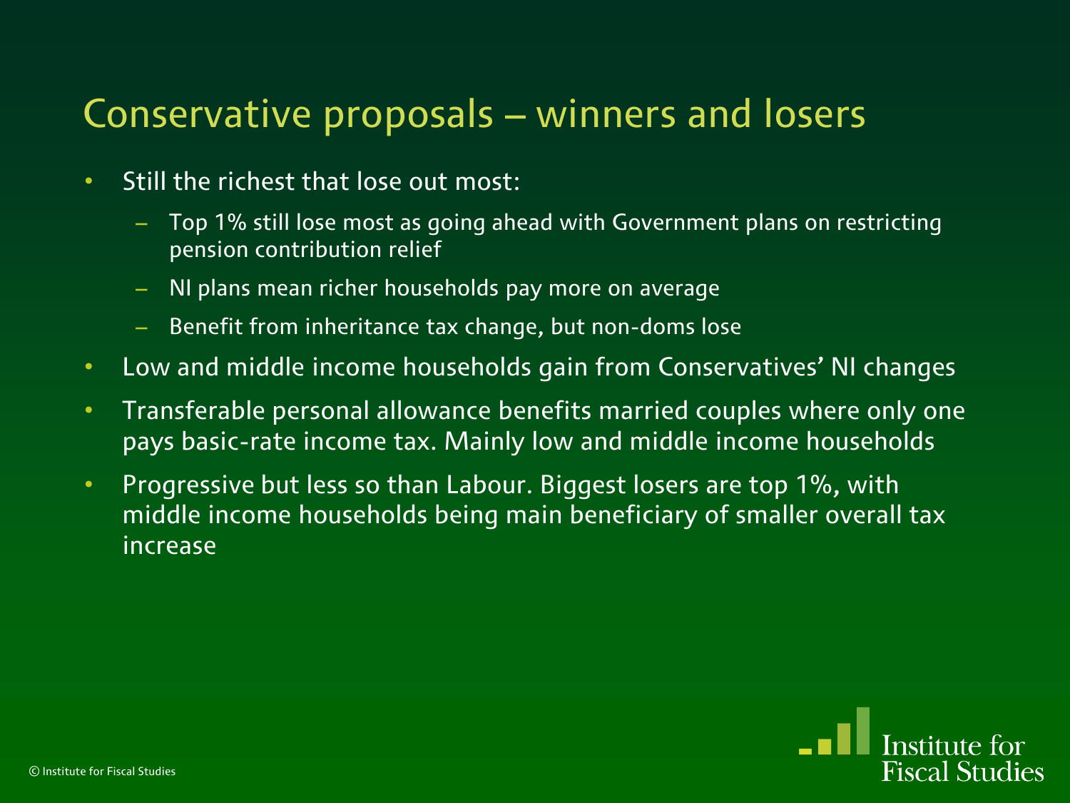# Conservative proposals – winners and losers

- Still the richest that lose out most:
  - Top 1% still lose most as going ahead with Government plans on restricting pension contribution relief
  - NI plans mean richer households pay more on average
  - Benefit from inheritance tax change, but non-doms lose
- Low and middle income households gain from Conservatives' NI changes
- Transferable personal allowance benefits married couples where only one pays basic-rate income tax. Mainly low and middle income households
- Progressive but less so than Labour. Biggest losers are top 1%, with middle income households being main beneficiary of smaller overall tax increase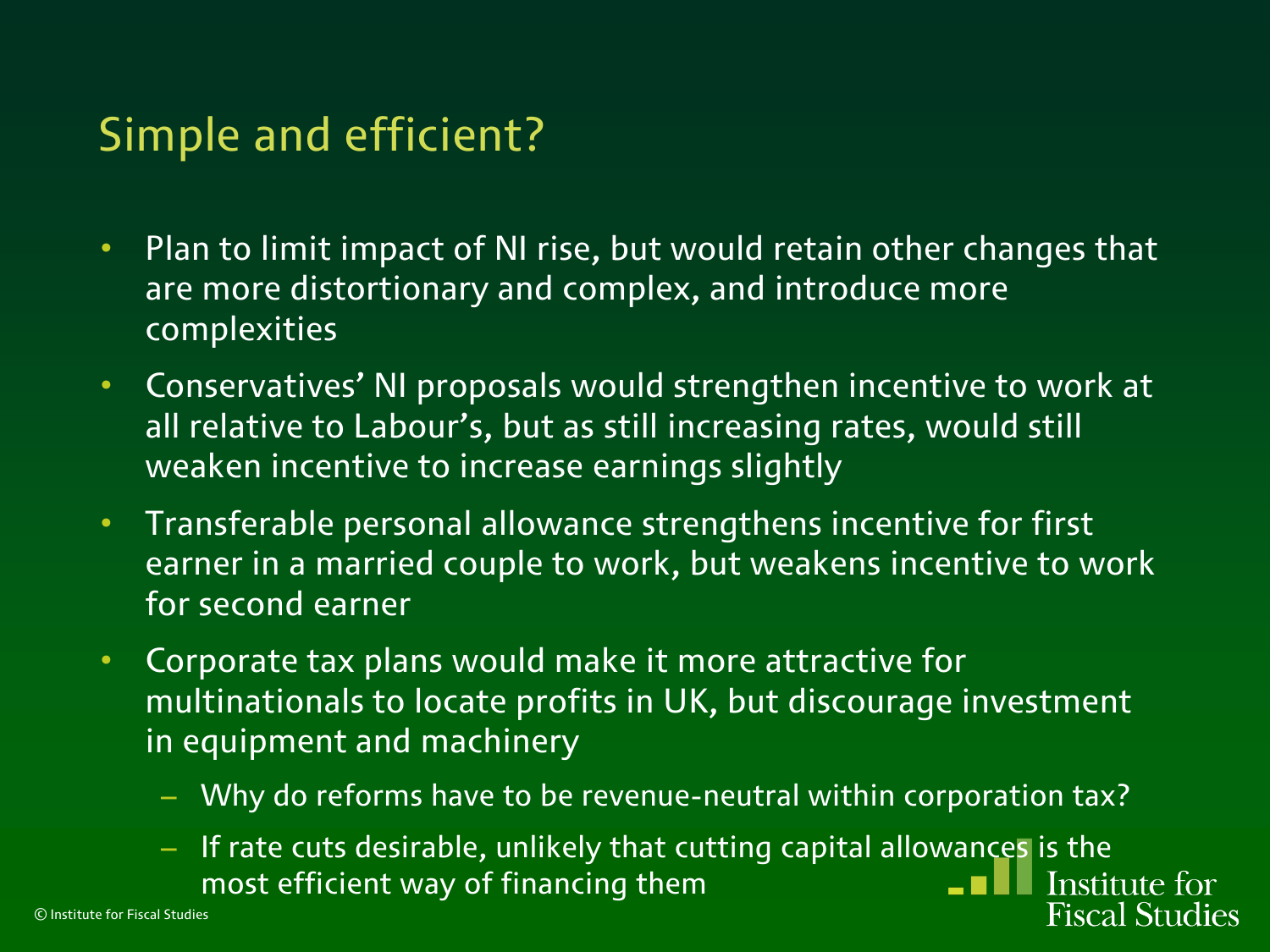# Simple and efficient?

- Plan to limit impact of NI rise, but would retain other changes that are more distortionary and complex, and introduce more complexities
- Conservatives' NI proposals would strengthen incentive to work at all relative to Labour's, but as still increasing rates, would still weaken incentive to increase earnings slightly
- Transferable personal allowance strengthens incentive for first earner in a married couple to work, but weakens incentive to work for second earner
- Corporate tax plans would make it more attractive for multinationals to locate profits in UK, but discourage investment in equipment and machinery
  - Why do reforms have to be revenue-neutral within corporation tax?
  - If rate cuts desirable, unlikely that cutting capital allowances is the most efficient way of financing them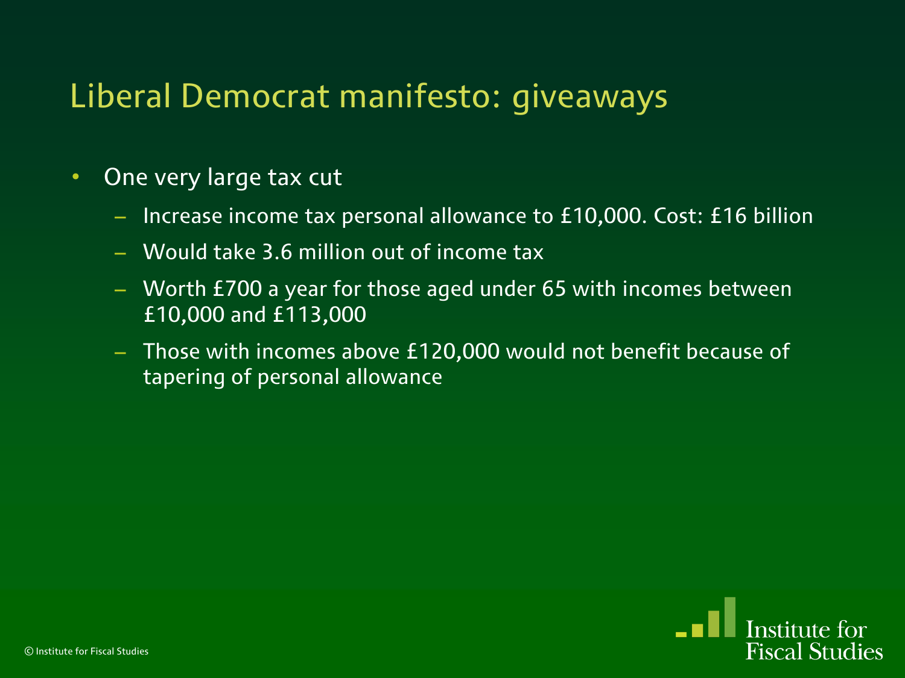# Liberal Democrat manifesto: giveaways

- One very large tax cut
  - Increase income tax personal allowance to £10,000. Cost: £16 billion
  - Would take 3.6 million out of income tax
  - Worth £700 a year for those aged under 65 with incomes between £10,000 and £113,000
  - Those with incomes above £120,000 would not benefit because of tapering of personal allowance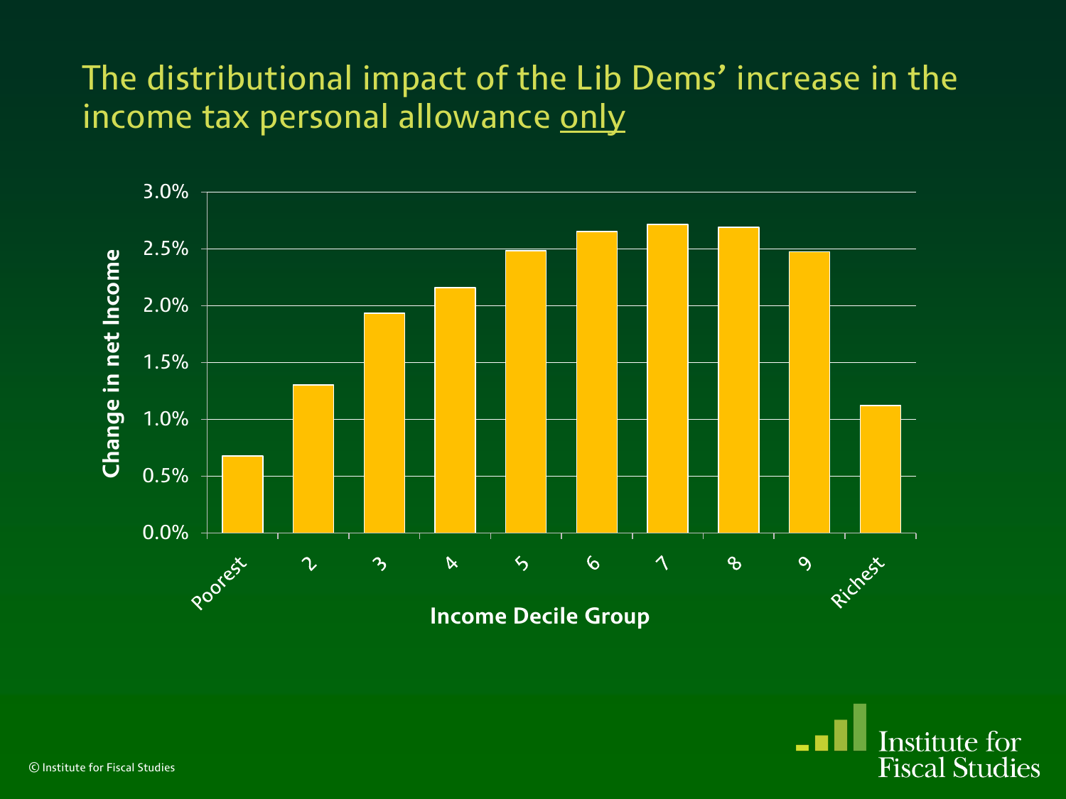# The distributional impact of the Lib Dems' increase in the income tax personal allowance only

Change in net Income

3.0%
2.5%
2.0%
1.5%
1.0%
0.5%
0.0%

Poorest
2
3
4
5
6
7
8
9
Richest

Income Decile Group

© Institute for Fiscal Studies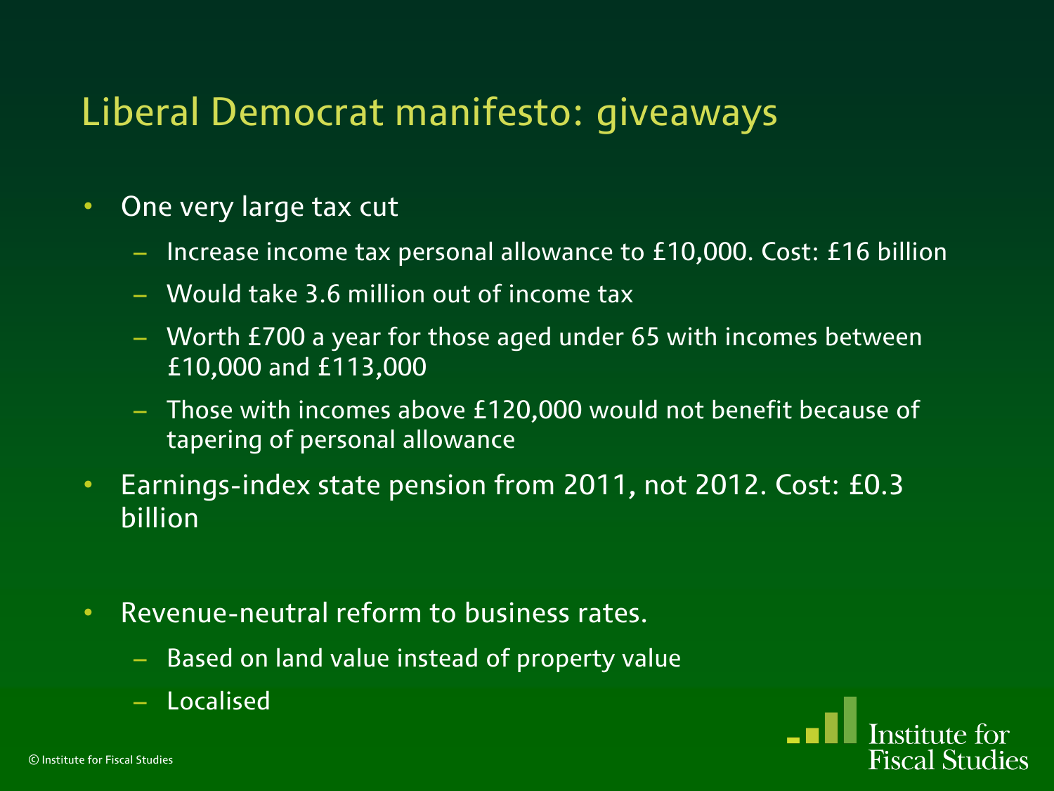# Liberal Democrat manifesto: giveaways

- One very large tax cut
  - Increase income tax personal allowance to £10,000. Cost: £16 billion
  - Would take 3.6 million out of income tax
  - Worth £700 a year for those aged under 65 with incomes between £10,000 and £113,000
  - Those with incomes above £120,000 would not benefit because of tapering of personal allowance
- Earnings-index state pension from 2011, not 2012. Cost: £0.3 billion
- Revenue-neutral reform to business rates.
  - Based on land value instead of property value
  - Localised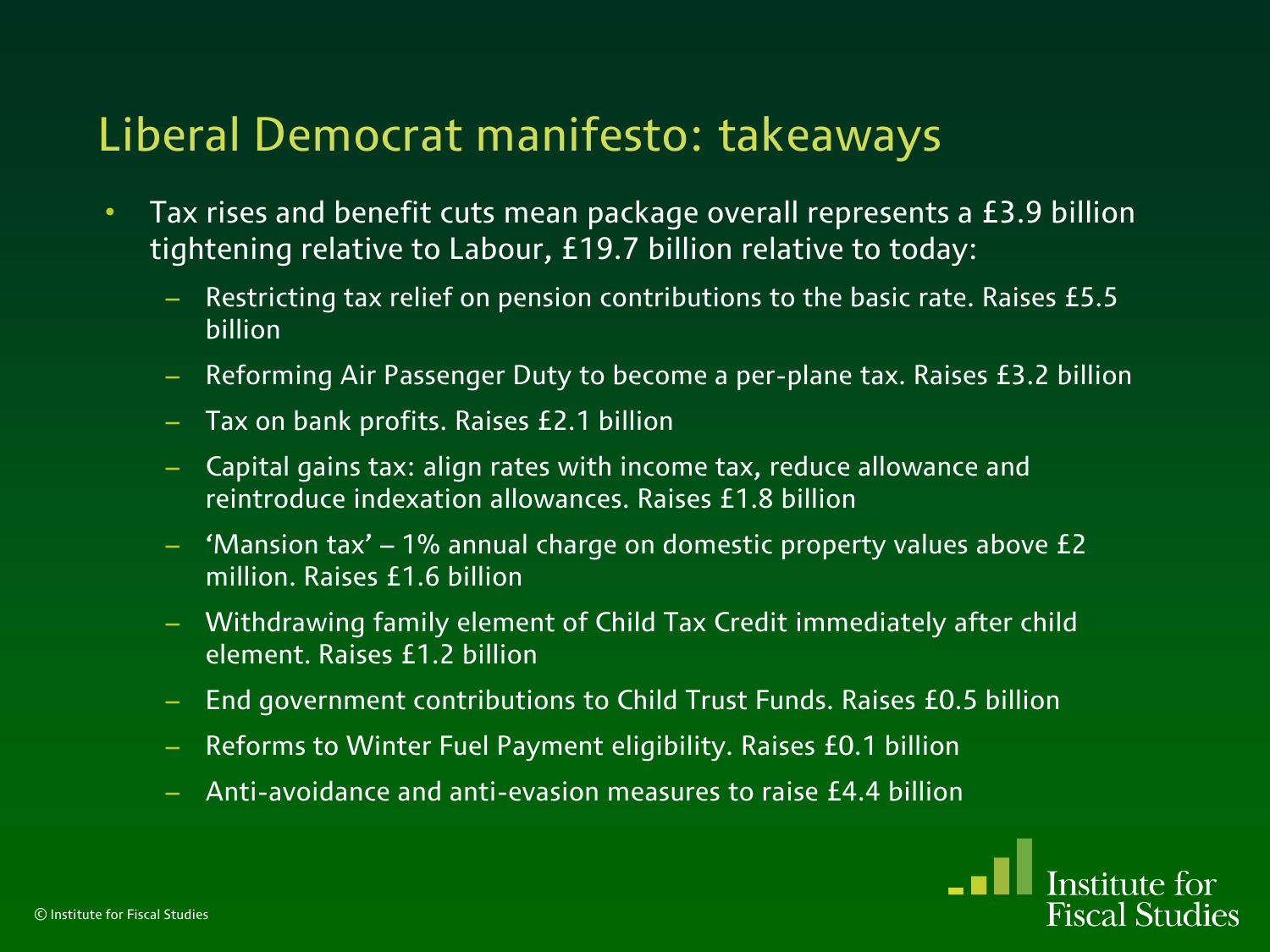# Liberal Democrat manifesto: takeaways

- Tax rises and benefit cuts mean package overall represents a £3.9 billion tightening relative to Labour, £19.7 billion relative to today:
  - Restricting tax relief on pension contributions to the basic rate. Raises £5.5 billion
  - Reforming Air Passenger Duty to become a per-plane tax. Raises £3.2 billion
  - Tax on bank profits. Raises £2.1 billion
  - Capital gains tax: align rates with income tax, reduce allowance and reintroduce indexation allowances. Raises £1.8 billion
  - 'Mansion tax' – 1% annual charge on domestic property values above £2 million. Raises £1.6 billion
  - Withdrawing family element of Child Tax Credit immediately after child element. Raises £1.2 billion
  - End government contributions to Child Trust Funds. Raises £0.5 billion
  - Reforms to Winter Fuel Payment eligibility. Raises £0.1 billion
  - Anti-avoidance and anti-evasion measures to raise £4.4 billion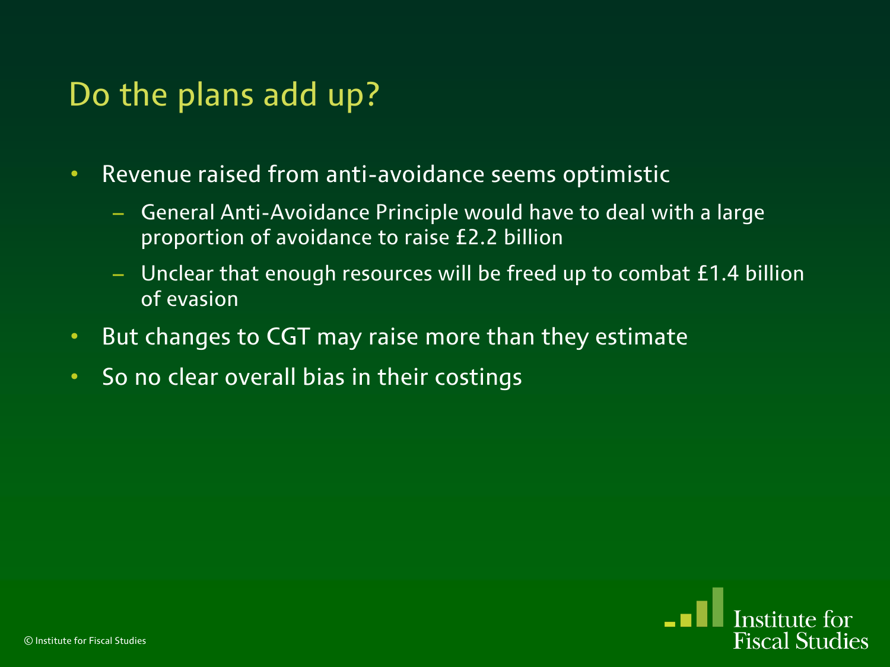# Do the plans add up?

- Revenue raised from anti-avoidance seems optimistic
  - General Anti-Avoidance Principle would have to deal with a large proportion of avoidance to raise £2.2 billion
  - Unclear that enough resources will be freed up to combat £1.4 billion of evasion
- But changes to CGT may raise more than they estimate
- So no clear overall bias in their costings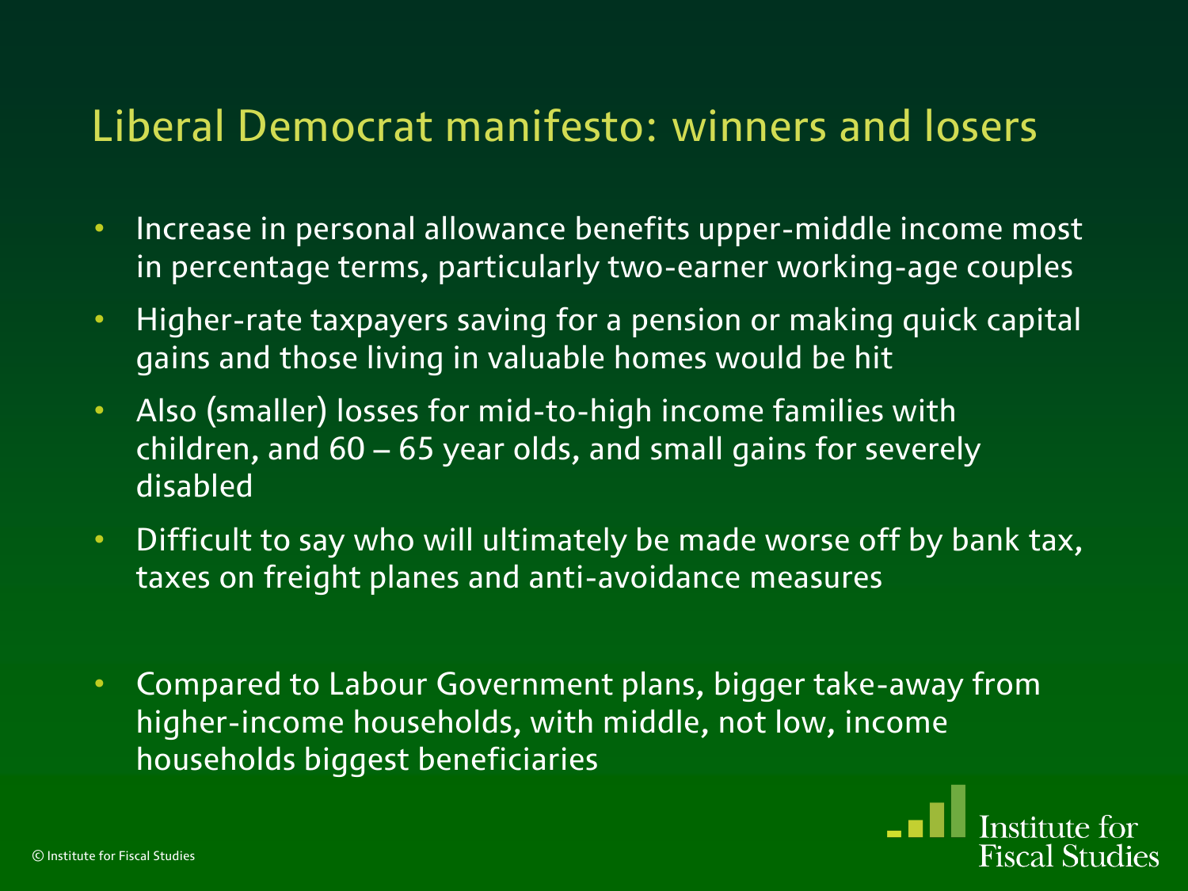# Liberal Democrat manifesto: winners and losers

- Increase in personal allowance benefits upper-middle income most in percentage terms, particularly two-earner working-age couples
- Higher-rate taxpayers saving for a pension or making quick capital gains and those living in valuable homes would be hit
- Also (smaller) losses for mid-to-high income families with children, and 60 – 65 year olds, and small gains for severely disabled
- Difficult to say who will ultimately be made worse off by bank tax, taxes on freight planes and anti-avoidance measures
- Compared to Labour Government plans, bigger take-away from higher-income households, with middle, not low, income households biggest beneficiaries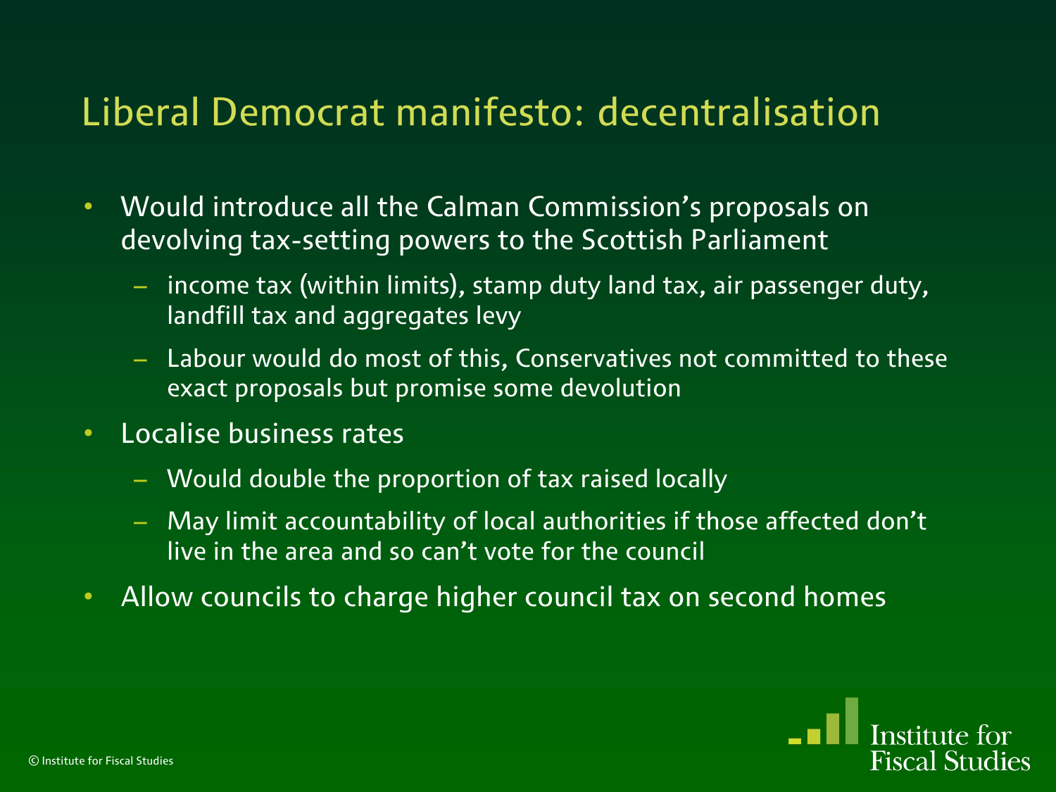# Liberal Democrat manifesto: decentralisation

- Would introduce all the Calman Commission's proposals on devolving tax-setting powers to the Scottish Parliament
  - income tax (within limits), stamp duty land tax, air passenger duty, landfill tax and aggregates levy
  - Labour would do most of this, Conservatives not committed to these exact proposals but promise some devolution
- Localise business rates
  - Would double the proportion of tax raised locally
  - May limit accountability of local authorities if those affected don't live in the area and so can't vote for the council
- Allow councils to charge higher council tax on second homes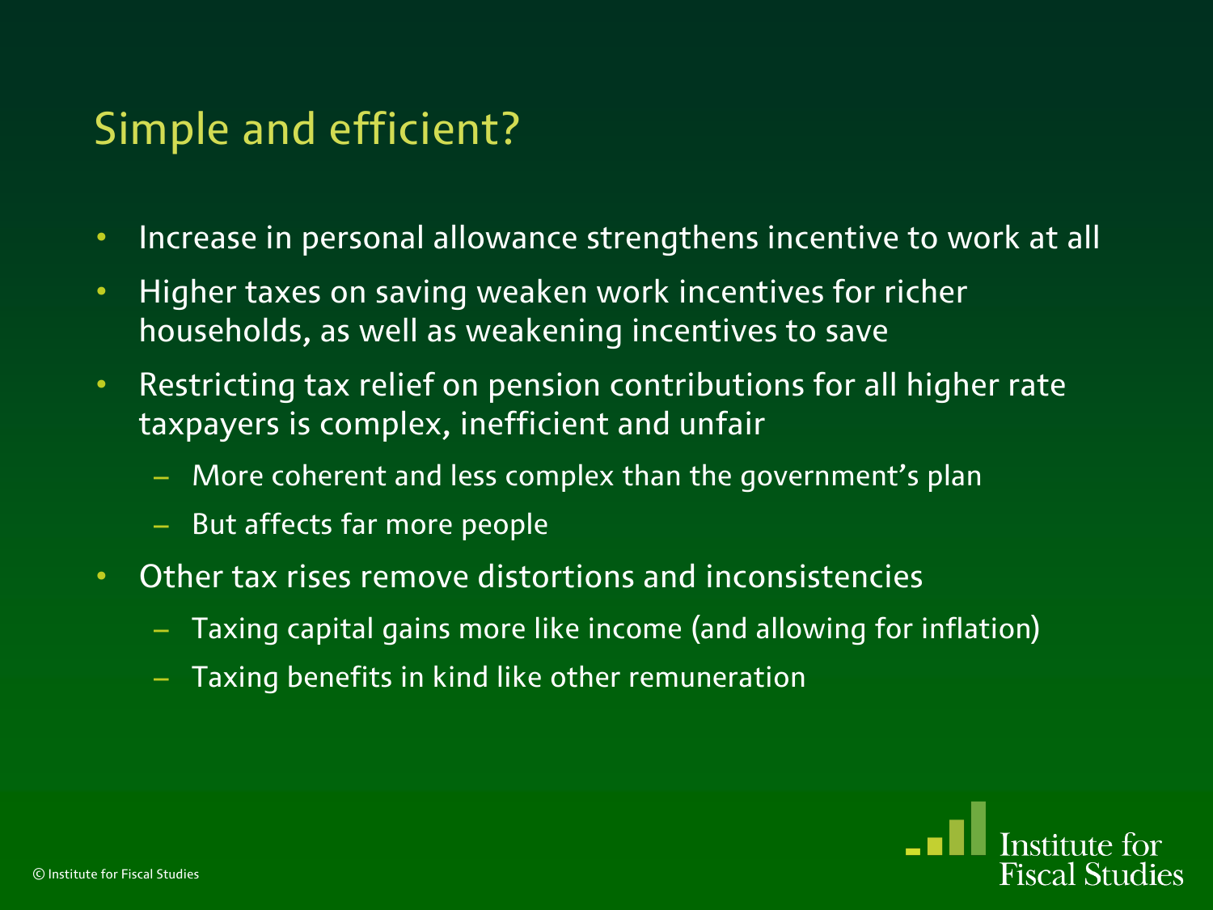## Simple and efficient?

- Increase in personal allowance strengthens incentive to work at all
- Higher taxes on saving weaken work incentives for richer households, as well as weakening incentives to save
- Restricting tax relief on pension contributions for all higher rate taxpayers is complex, inefficient and unfair
  - More coherent and less complex than the government's plan
  - But affects far more people
- Other tax rises remove distortions and inconsistencies
  - Taxing capital gains more like income (and allowing for inflation)
  - Taxing benefits in kind like other remuneration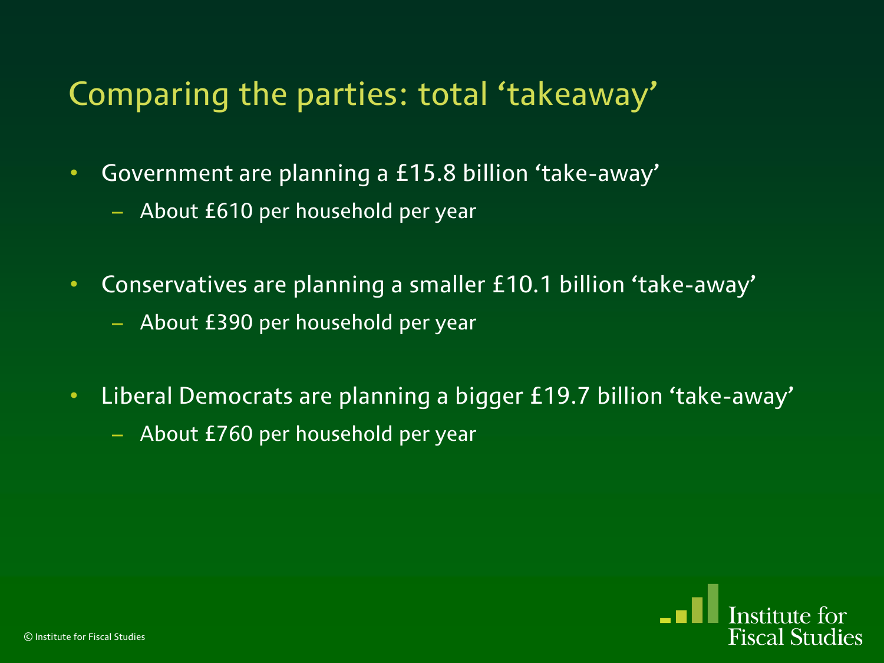# Comparing the parties: total 'takeaway'

- Government are planning a £15.8 billion 'take-away'
  - About £610 per household per year
- Conservatives are planning a smaller £10.1 billion 'take-away'
  - About £390 per household per year
- Liberal Democrats are planning a bigger £19.7 billion 'take-away'
  - About £760 per household per year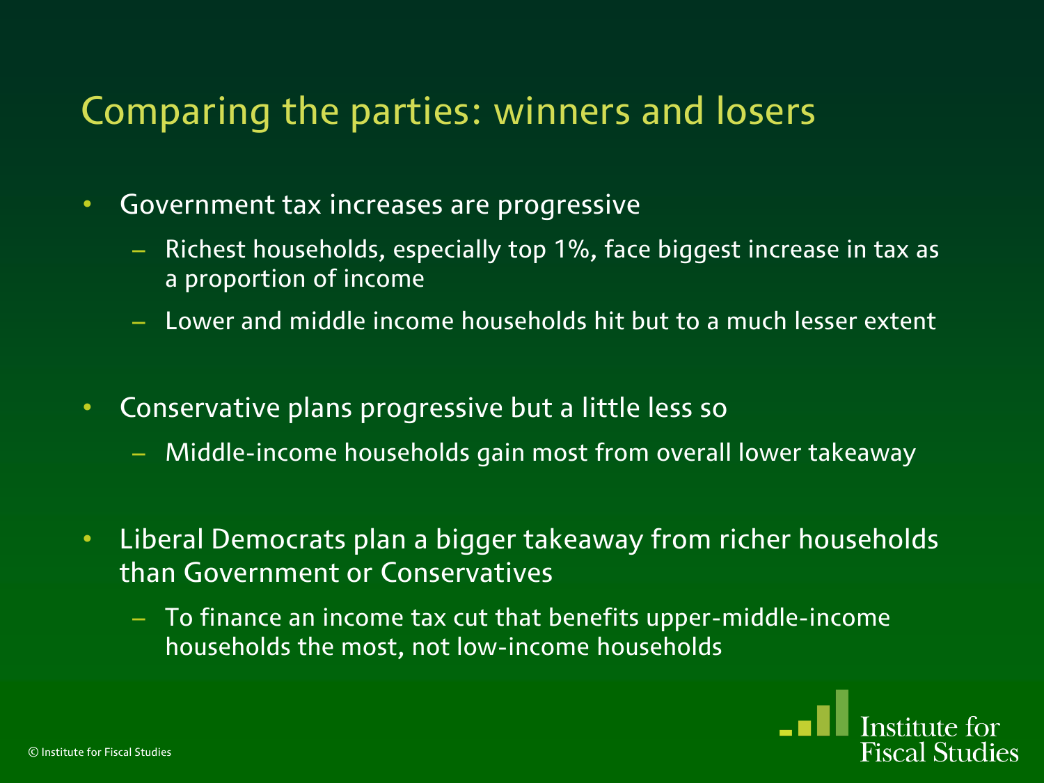# Comparing the parties: winners and losers

- Government tax increases are progressive
  - Richest households, especially top 1%, face biggest increase in tax as a proportion of income
  - Lower and middle income households hit but to a much lesser extent
- Conservative plans progressive but a little less so
  - Middle-income households gain most from overall lower takeaway
- Liberal Democrats plan a bigger takeaway from richer households than Government or Conservatives
  - To finance an income tax cut that benefits upper-middle-income households the most, not low-income households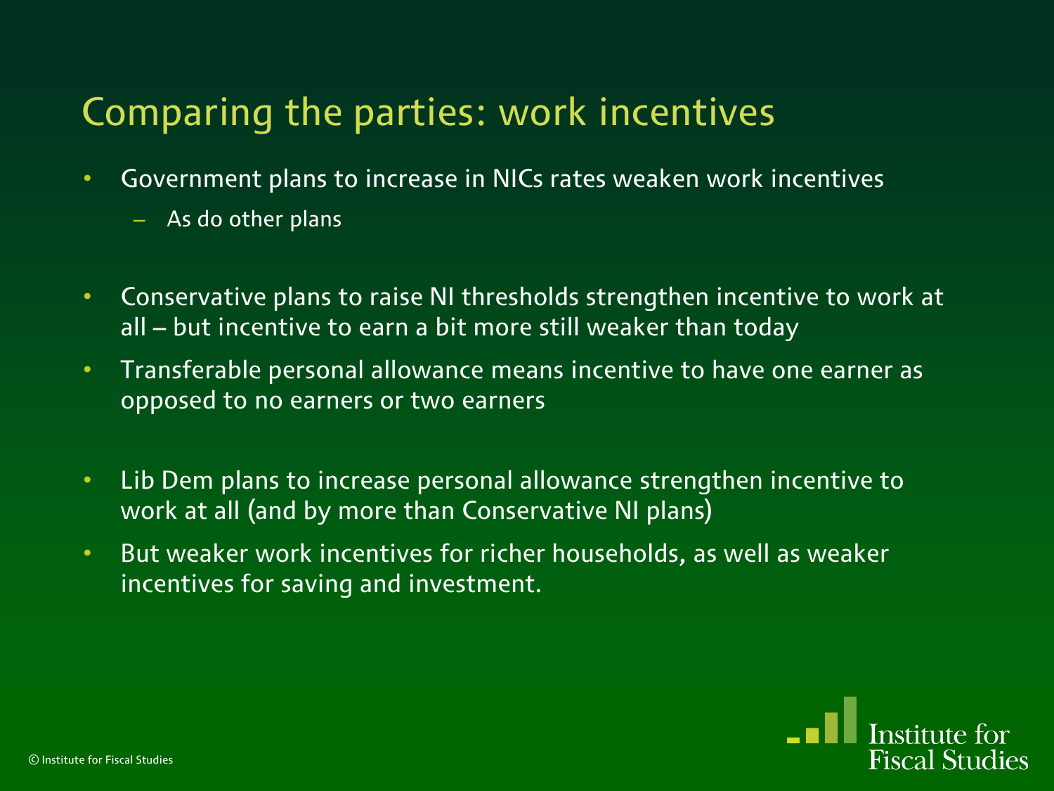# Comparing the parties: work incentives

- Government plans to increase in NICs rates weaken work incentives
  - As do other plans

- Conservative plans to raise NI thresholds strengthen incentive to work at all – but incentive to earn a bit more still weaker than today
- Transferable personal allowance means incentive to have one earner as opposed to no earners or two earners

- Lib Dem plans to increase personal allowance strengthen incentive to work at all (and by more than Conservative NI plans)
- But weaker work incentives for richer households, as well as weaker incentives for saving and investment.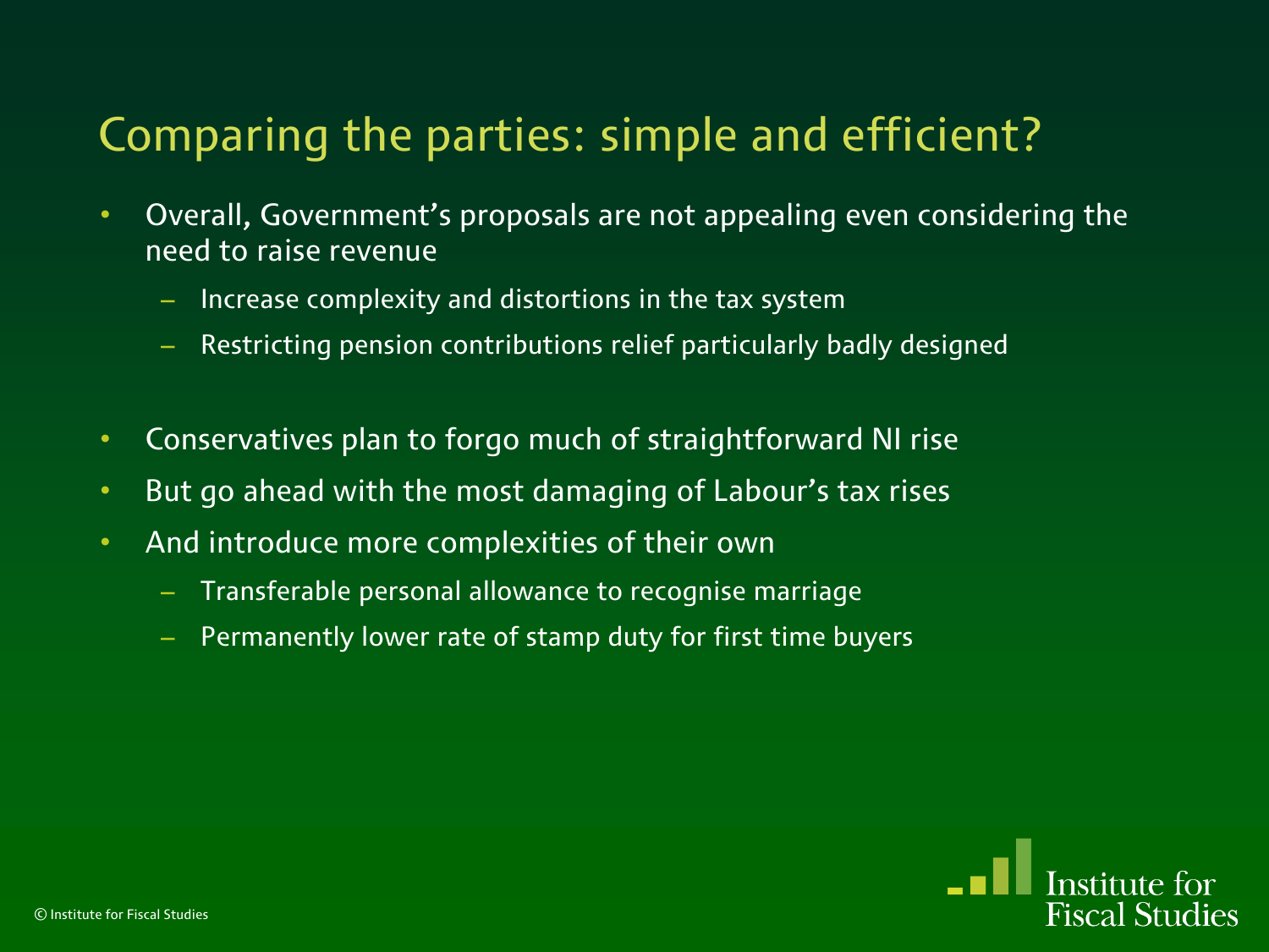# Comparing the parties: simple and efficient?

- Overall, Government's proposals are not appealing even considering the need to raise revenue
  - Increase complexity and distortions in the tax system
  - Restricting pension contributions relief particularly badly designed

- Conservatives plan to forgo much of straightforward NI rise
- But go ahead with the most damaging of Labour's tax rises
- And introduce more complexities of their own
  - Transferable personal allowance to recognise marriage
  - Permanently lower rate of stamp duty for first time buyers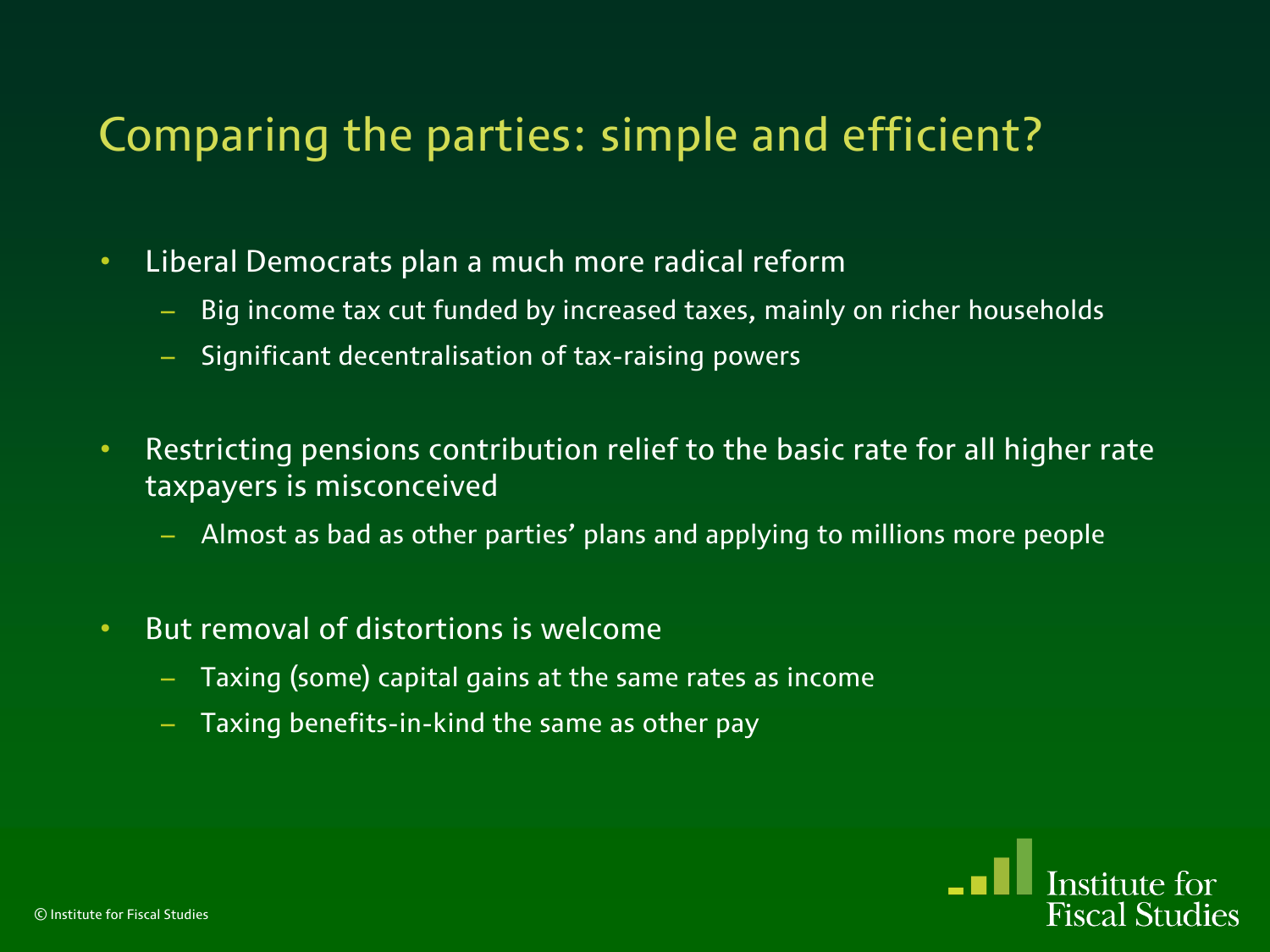# Comparing the parties: simple and efficient?

- Liberal Democrats plan a much more radical reform
  - Big income tax cut funded by increased taxes, mainly on richer households
  - Significant decentralisation of tax-raising powers
- Restricting pensions contribution relief to the basic rate for all higher rate taxpayers is misconceived
  - Almost as bad as other parties' plans and applying to millions more people
- But removal of distortions is welcome
  - Taxing (some) capital gains at the same rates as income
  - Taxing benefits-in-kind the same as other pay